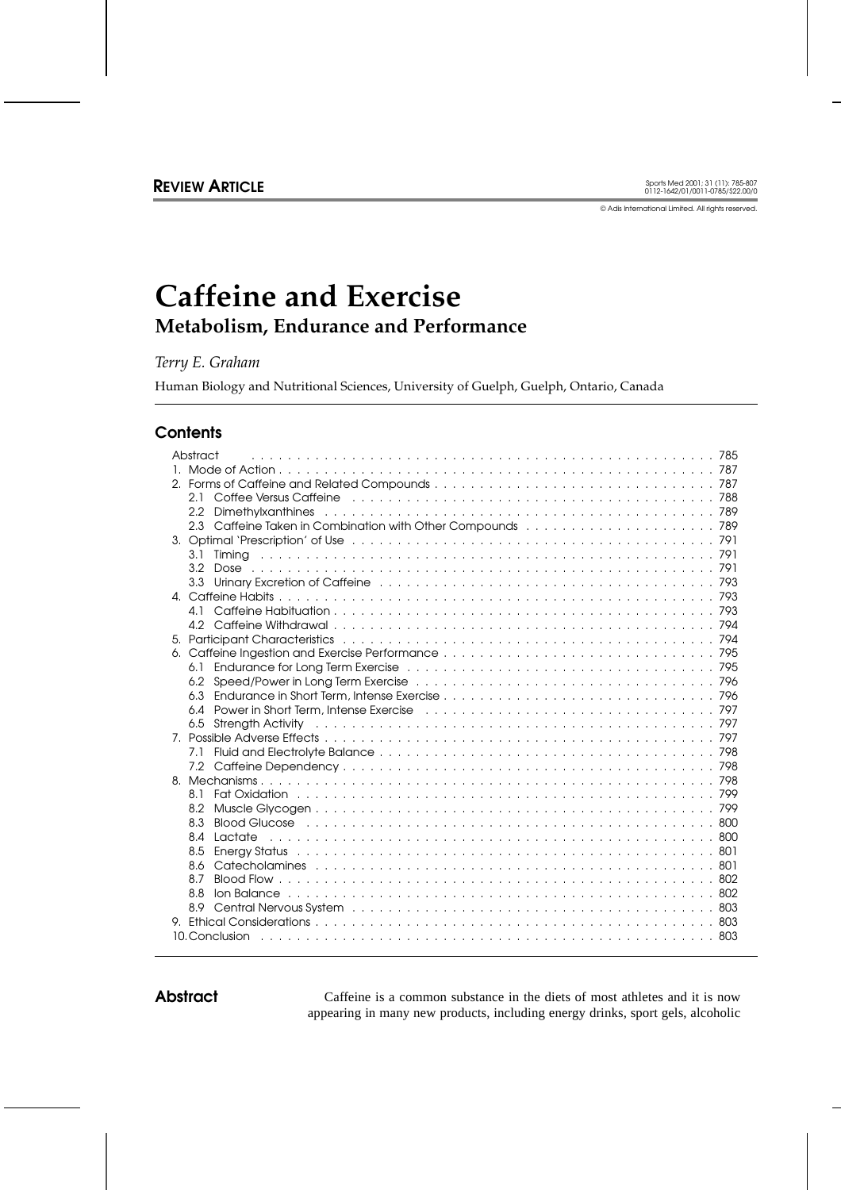REVIEW ARTICLE

© Adis International Limited. All rights reserved.

# Caffeine and Exercise

## Metabolism, Endurance and Performance

*Terry E. Graham*

Human Biology and Nutritional Sciences, University of Guelph, Guelph, Ontario, Canada

## Contents

Abstract . . . 785
1. Mode of Action . . . 787
2. Forms of Caffeine and Related Compounds . . . 787
   - 2.1 Coffee Versus Caffeine . . . 788
   - 2.2 Dimethylxanthines . . . 789
   - 2.3 Caffeine Taken in Combination with Other Compounds . . . 789
3. Optimal 'Prescription' of Use . . . 791
   - 3.1 Timing . . . 791
   - 3.2 Dose . . . 791
   - 3.3 Urinary Excretion of Caffeine . . . 793
4. Caffeine Habits . . . 793
   - 4.1 Caffeine Habituation . . . 793
   - 4.2 Caffeine Withdrawal . . . 794
5. Participant Characteristics . . . 794
6. Caffeine Ingestion and Exercise Performance . . . 795
   - 6.1 Endurance for Long Term Exercise . . . 795
   - 6.2 Speed/Power in Long Term Exercise . . . 796
   - 6.3 Endurance in Short Term, Intense Exercise . . . 796
   - 6.4 Power in Short Term, Intense Exercise . . . 797
   - 6.5 Strength Activity . . . 797
7. Possible Adverse Effects . . . 797
   - 7.1 Fluid and Electrolyte Balance . . . 798
   - 7.2 Caffeine Dependency . . . 798
8. Mechanisms . . . 798
   - 8.1 Fat Oxidation . . . 799
   - 8.2 Muscle Glycogen . . . 799
   - 8.3 Blood Glucose . . . 800
   - 8.4 Lactate . . . 800
   - 8.5 Energy Status . . . 801
   - 8.6 Catecholamines . . . 801
   - 8.7 Blood Flow . . . 802
   - 8.8 Ion Balance . . . 802
   - 8.9 Central Nervous System . . . 803
9. Ethical Considerations . . . 803
10. Conclusion . . . 803

## Abstract

Caffeine is a common substance in the diets of most athletes and it is now appearing in many new products, including energy drinks, sport gels, alcoholic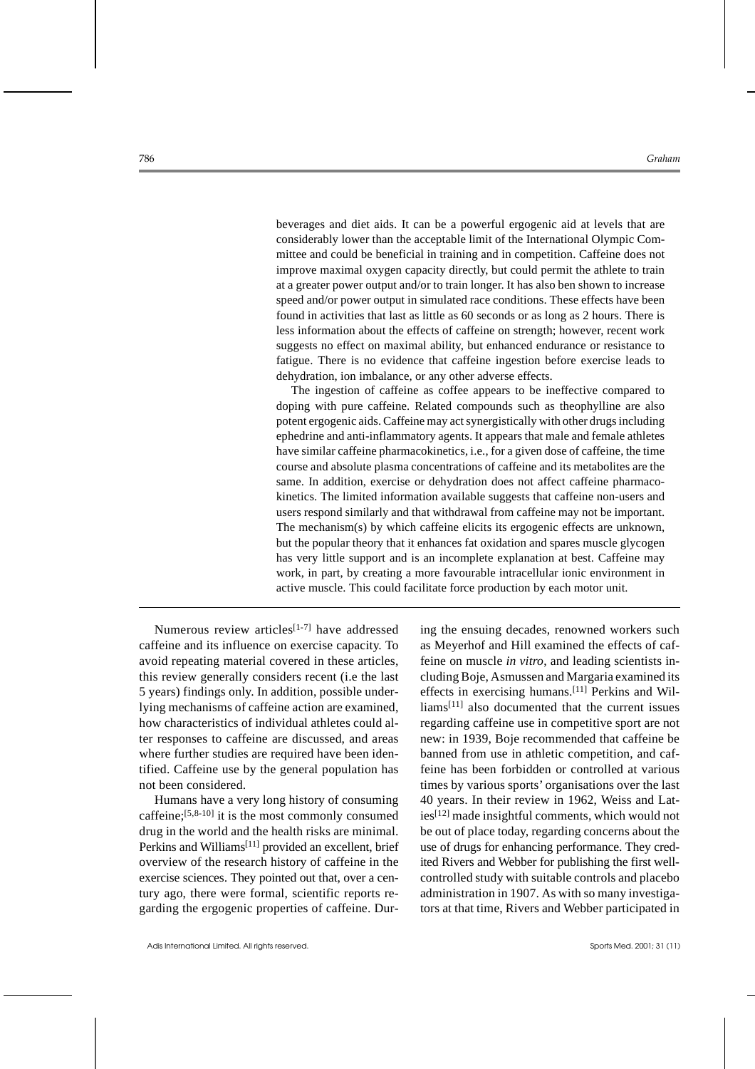beverages and diet aids. It can be a powerful ergogenic aid at levels that are considerably lower than the acceptable limit of the International Olympic Committee and could be beneficial in training and in competition. Caffeine does not improve maximal oxygen capacity directly, but could permit the athlete to train at a greater power output and/or to train longer. It has also ben shown to increase speed and/or power output in simulated race conditions. These effects have been found in activities that last as little as 60 seconds or as long as 2 hours. There is less information about the effects of caffeine on strength; however, recent work suggests no effect on maximal ability, but enhanced endurance or resistance to fatigue. There is no evidence that caffeine ingestion before exercise leads to dehydration, ion imbalance, or any other adverse effects.

The ingestion of caffeine as coffee appears to be ineffective compared to doping with pure caffeine. Related compounds such as theophylline are also potent ergogenic aids. Caffeine may act synergistically with other drugs including ephedrine and anti-inflammatory agents. It appears that male and female athletes have similar caffeine pharmacokinetics, i.e., for a given dose of caffeine, the time course and absolute plasma concentrations of caffeine and its metabolites are the same. In addition, exercise or dehydration does not affect caffeine pharmacokinetics. The limited information available suggests that caffeine non-users and users respond similarly and that withdrawal from caffeine may not be important. The mechanism(s) by which caffeine elicits its ergogenic effects are unknown, but the popular theory that it enhances fat oxidation and spares muscle glycogen has very little support and is an incomplete explanation at best. Caffeine may work, in part, by creating a more favourable intracellular ionic environment in active muscle. This could facilitate force production by each motor unit.

---

Numerous review articles[1-7] have addressed caffeine and its influence on exercise capacity. To avoid repeating material covered in these articles, this review generally considers recent (i.e the last 5 years) findings only. In addition, possible underlying mechanisms of caffeine action are examined, how characteristics of individual athletes could alter responses to caffeine are discussed, and areas where further studies are required have been identified. Caffeine use by the general population has not been considered.

Humans have a very long history of consuming caffeine;[5,8-10] it is the most commonly consumed drug in the world and the health risks are minimal. Perkins and Williams[11] provided an excellent, brief overview of the research history of caffeine in the exercise sciences. They pointed out that, over a century ago, there were formal, scientific reports regarding the ergogenic properties of caffeine. During the ensuing decades, renowned workers such as Meyerhof and Hill examined the effects of caffeine on muscle *in vitro*, and leading scientists including Boje, Asmussen and Margaria examined its effects in exercising humans.[11] Perkins and Williams[11] also documented that the current issues regarding caffeine use in competitive sport are not new: in 1939, Boje recommended that caffeine be banned from use in athletic competition, and caffeine has been forbidden or controlled at various times by various sports' organisations over the last 40 years. In their review in 1962, Weiss and Laties[12] made insightful comments, which would not be out of place today, regarding concerns about the use of drugs for enhancing performance. They credited Rivers and Webber for publishing the first well-controlled study with suitable controls and placebo administration in 1907. As with so many investigators at that time, Rivers and Webber participated in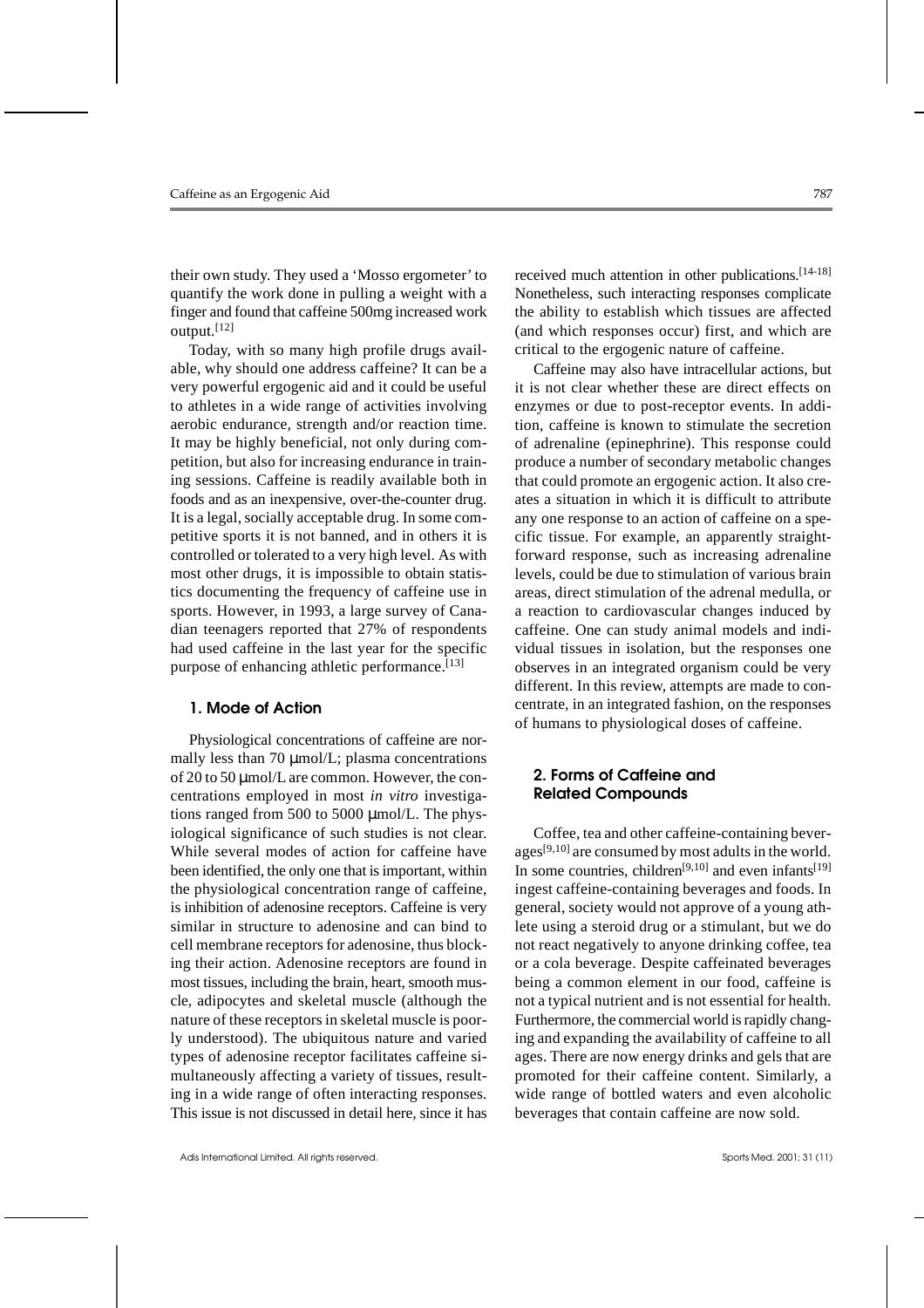their own study. They used a 'Mosso ergometer' to quantify the work done in pulling a weight with a finger and found that caffeine 500mg increased work output.[12]

Today, with so many high profile drugs available, why should one address caffeine? It can be a very powerful ergogenic aid and it could be useful to athletes in a wide range of activities involving aerobic endurance, strength and/or reaction time. It may be highly beneficial, not only during competition, but also for increasing endurance in training sessions. Caffeine is readily available both in foods and as an inexpensive, over-the-counter drug. It is a legal, socially acceptable drug. In some competitive sports it is not banned, and in others it is controlled or tolerated to a very high level. As with most other drugs, it is impossible to obtain statistics documenting the frequency of caffeine use in sports. However, in 1993, a large survey of Canadian teenagers reported that 27% of respondents had used caffeine in the last year for the specific purpose of enhancing athletic performance.[13]

## 1. Mode of Action

Physiological concentrations of caffeine are normally less than 70 μmol/L; plasma concentrations of 20 to 50 μmol/L are common. However, the concentrations employed in most *in vitro* investigations ranged from 500 to 5000 μmol/L. The physiological significance of such studies is not clear. While several modes of action for caffeine have been identified, the only one that is important, within the physiological concentration range of caffeine, is inhibition of adenosine receptors. Caffeine is very similar in structure to adenosine and can bind to cell membrane receptors for adenosine, thus blocking their action. Adenosine receptors are found in most tissues, including the brain, heart, smooth muscle, adipocytes and skeletal muscle (although the nature of these receptors in skeletal muscle is poorly understood). The ubiquitous nature and varied types of adenosine receptor facilitates caffeine simultaneously affecting a variety of tissues, resulting in a wide range of often interacting responses. This issue is not discussed in detail here, since it has received much attention in other publications.[14-18] Nonetheless, such interacting responses complicate the ability to establish which tissues are affected (and which responses occur) first, and which are critical to the ergogenic nature of caffeine.

Caffeine may also have intracellular actions, but it is not clear whether these are direct effects on enzymes or due to post-receptor events. In addition, caffeine is known to stimulate the secretion of adrenaline (epinephrine). This response could produce a number of secondary metabolic changes that could promote an ergogenic action. It also creates a situation in which it is difficult to attribute any one response to an action of caffeine on a specific tissue. For example, an apparently straightforward response, such as increasing adrenaline levels, could be due to stimulation of various brain areas, direct stimulation of the adrenal medulla, or a reaction to cardiovascular changes induced by caffeine. One can study animal models and individual tissues in isolation, but the responses one observes in an integrated organism could be very different. In this review, attempts are made to concentrate, in an integrated fashion, on the responses of humans to physiological doses of caffeine.

## 2. Forms of Caffeine and Related Compounds

Coffee, tea and other caffeine-containing beverages[9,10] are consumed by most adults in the world. In some countries, children[9,10] and even infants[19] ingest caffeine-containing beverages and foods. In general, society would not approve of a young athlete using a steroid drug or a stimulant, but we do not react negatively to anyone drinking coffee, tea or a cola beverage. Despite caffeinated beverages being a common element in our food, caffeine is not a typical nutrient and is not essential for health. Furthermore, the commercial world is rapidly changing and expanding the availability of caffeine to all ages. There are now energy drinks and gels that are promoted for their caffeine content. Similarly, a wide range of bottled waters and even alcoholic beverages that contain caffeine are now sold.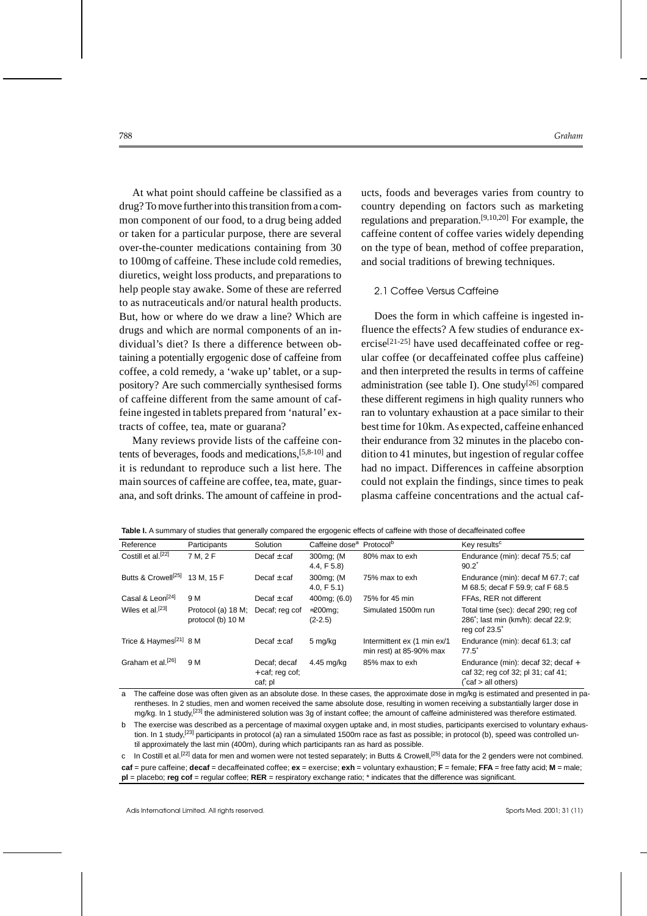At what point should caffeine be classified as a drug? To move further into this transition from a common component of our food, to a drug being added or taken for a particular purpose, there are several over-the-counter medications containing from 30 to 100mg of caffeine. These include cold remedies, diuretics, weight loss products, and preparations to help people stay awake. Some of these are referred to as nutraceuticals and/or natural health products. But, how or where do we draw a line? Which are drugs and which are normal components of an individual's diet? Is there a difference between obtaining a potentially ergogenic dose of caffeine from coffee, a cold remedy, a 'wake up' tablet, or a suppository? Are such commercially synthesised forms of caffeine different from the same amount of caffeine ingested in tablets prepared from 'natural' extracts of coffee, tea, mate or guarana?

Many reviews provide lists of the caffeine contents of beverages, foods and medications,[5,8-10] and it is redundant to reproduce such a list here. The main sources of caffeine are coffee, tea, mate, guarana, and soft drinks. The amount of caffeine in products, foods and beverages varies from country to country depending on factors such as marketing regulations and preparation.[9,10,20] For example, the caffeine content of coffee varies widely depending on the type of bean, method of coffee preparation, and social traditions of brewing techniques.

### 2.1 Coffee Versus Caffeine

Does the form in which caffeine is ingested influence the effects? A few studies of endurance exercise[21-25] have used decaffeinated coffee or regular coffee (or decaffeinated coffee plus caffeine) and then interpreted the results in terms of caffeine administration (see table I). One study[26] compared these different regimens in high quality runners who ran to voluntary exhaustion at a pace similar to their best time for 10km. As expected, caffeine enhanced their endurance from 32 minutes in the placebo condition to 41 minutes, but ingestion of regular coffee had no impact. Differences in caffeine absorption could not explain the findings, since times to peak plasma caffeine concentrations and the actual caf-

**Table I.** A summary of studies that generally compared the ergogenic effects of caffeine with those of decaffeinated coffee

| Reference | Participants | Solution | Caffeine dose[a] | Protocol[b] | Key results[c] |
|---|---|---|---|---|---|
| Costill et al.[22] | 7 M, 2 F | Decaf ± caf | 300mg; (M 4.4, F 5.8) | 80% max to exh | Endurance (min): decaf 75.5; caf 90.2* |
| Butts & Crowell[25] | 13 M, 15 F | Decaf ± caf | 300mg; (M 4.0, F 5.1) | 75% max to exh | Endurance (min): decaf M 67.7; caf M 68.5; decaf F 59.9; caf F 68.5 |
| Casal & Leon[24] | 9 M | Decaf ± caf | 400mg; (6.0) | 75% for 45 min | FFAs, RER not different |
| Wiles et al.[23] | Protocol (a) 18 M; protocol (b) 10 M | Decaf; reg cof | ≈200mg; (2-2.5) | Simulated 1500m run | Total time (sec): decaf 290; reg cof 286*; last min (km/h): decaf 22.9; reg cof 23.5* |
| Trice & Haymes[21] | 8 M | Decaf ± caf | 5 mg/kg | Intermittent ex (1 min ex/1 min rest) at 85-90% max | Endurance (min): decaf 61.3; caf 77.5* |
| Graham et al.[26] | 9 M | Decaf; decaf + caf; reg cof; caf; pl | 4.45 mg/kg | 85% max to exh | Endurance (min): decaf 32; decaf + caf 32; reg cof 32; pl 31; caf 41; (*caf > all others) |

a The caffeine dose was often given as an absolute dose. In these cases, the approximate dose in mg/kg is estimated and presented in parentheses. In 2 studies, men and women received the same absolute dose, resulting in women receiving a substantially larger dose in mg/kg. In 1 study,[23] the administered solution was 3g of instant coffee; the amount of caffeine administered was therefore estimated.

b The exercise was described as a percentage of maximal oxygen uptake and, in most studies, participants exercised to voluntary exhaustion. In 1 study,[23] participants in protocol (a) ran a simulated 1500m race as fast as possible; in protocol (b), speed was controlled until approximately the last min (400m), during which participants ran as hard as possible.

c In Costill et al.[22] data for men and women were not tested separately; in Butts & Crowell,[25] data for the 2 genders were not combined.

**caf** = pure caffeine; **decaf** = decaffeinated coffee; **ex** = exercise; **exh** = voluntary exhaustion; **F** = female; **FFA** = free fatty acid; **M** = male; **pl** = placebo; **reg cof** = regular coffee; **RER** = respiratory exchange ratio; * indicates that the difference was significant.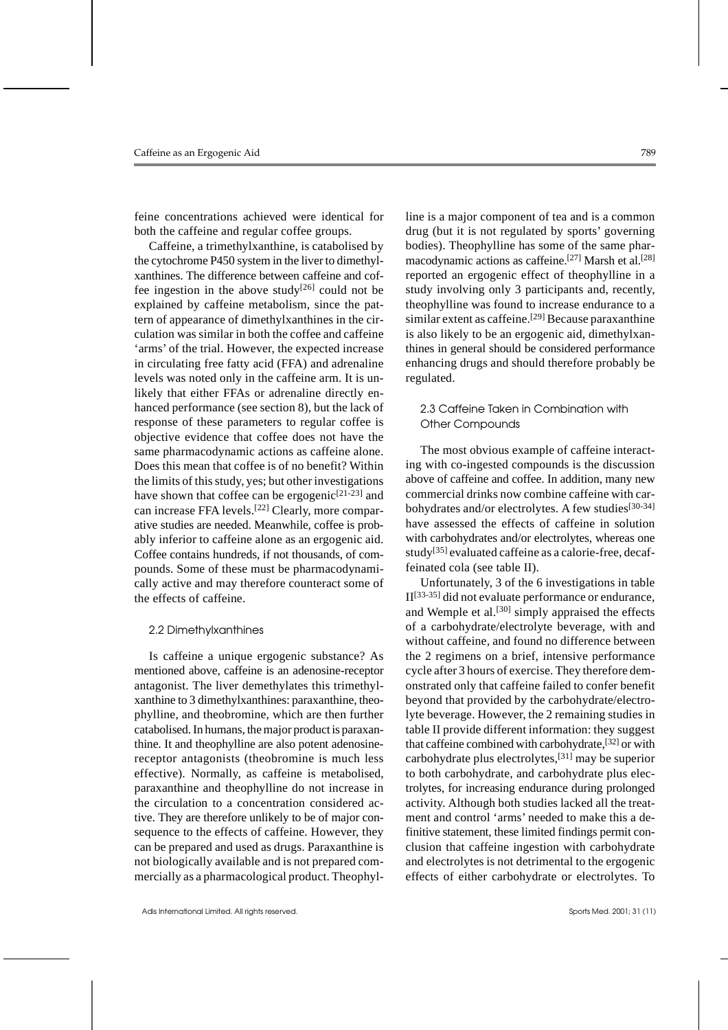feine concentrations achieved were identical for both the caffeine and regular coffee groups.

Caffeine, a trimethylxanthine, is catabolised by the cytochrome P450 system in the liver to dimethylxanthines. The difference between caffeine and coffee ingestion in the above study[26] could not be explained by caffeine metabolism, since the pattern of appearance of dimethylxanthines in the circulation was similar in both the coffee and caffeine 'arms' of the trial. However, the expected increase in circulating free fatty acid (FFA) and adrenaline levels was noted only in the caffeine arm. It is unlikely that either FFAs or adrenaline directly enhanced performance (see section 8), but the lack of response of these parameters to regular coffee is objective evidence that coffee does not have the same pharmacodynamic actions as caffeine alone. Does this mean that coffee is of no benefit? Within the limits of this study, yes; but other investigations have shown that coffee can be ergogenic[21-23] and can increase FFA levels.[22] Clearly, more comparative studies are needed. Meanwhile, coffee is probably inferior to caffeine alone as an ergogenic aid. Coffee contains hundreds, if not thousands, of compounds. Some of these must be pharmacodynamically active and may therefore counteract some of the effects of caffeine.

### 2.2 Dimethylxanthines

Is caffeine a unique ergogenic substance? As mentioned above, caffeine is an adenosine-receptor antagonist. The liver demethylates this trimethylxanthine to 3 dimethylxanthines: paraxanthine, theophylline, and theobromine, which are then further catabolised. In humans, the major product is paraxanthine. It and theophylline are also potent adenosine-receptor antagonists (theobromine is much less effective). Normally, as caffeine is metabolised, paraxanthine and theophylline do not increase in the circulation to a concentration considered active. They are therefore unlikely to be of major consequence to the effects of caffeine. However, they can be prepared and used as drugs. Paraxanthine is not biologically available and is not prepared commercially as a pharmacological product. Theophylline is a major component of tea and is a common drug (but it is not regulated by sports' governing bodies). Theophylline has some of the same pharmacodynamic actions as caffeine.[27] Marsh et al.[28] reported an ergogenic effect of theophylline in a study involving only 3 participants and, recently, theophylline was found to increase endurance to a similar extent as caffeine.[29] Because paraxanthine is also likely to be an ergogenic aid, dimethylxanthines in general should be considered performance enhancing drugs and should therefore probably be regulated.

### 2.3 Caffeine Taken in Combination with Other Compounds

The most obvious example of caffeine interacting with co-ingested compounds is the discussion above of caffeine and coffee. In addition, many new commercial drinks now combine caffeine with carbohydrates and/or electrolytes. A few studies[30-34] have assessed the effects of caffeine in solution with carbohydrates and/or electrolytes, whereas one study[35] evaluated caffeine as a calorie-free, decaffeinated cola (see table II).

Unfortunately, 3 of the 6 investigations in table II[33-35] did not evaluate performance or endurance, and Wemple et al.[30] simply appraised the effects of a carbohydrate/electrolyte beverage, with and without caffeine, and found no difference between the 2 regimens on a brief, intensive performance cycle after 3 hours of exercise. They therefore demonstrated only that caffeine failed to confer benefit beyond that provided by the carbohydrate/electrolyte beverage. However, the 2 remaining studies in table II provide different information: they suggest that caffeine combined with carbohydrate,[32] or with carbohydrate plus electrolytes,[31] may be superior to both carbohydrate, and carbohydrate plus electrolytes, for increasing endurance during prolonged activity. Although both studies lacked all the treatment and control 'arms' needed to make this a definitive statement, these limited findings permit conclusion that caffeine ingestion with carbohydrate and electrolytes is not detrimental to the ergogenic effects of either carbohydrate or electrolytes. To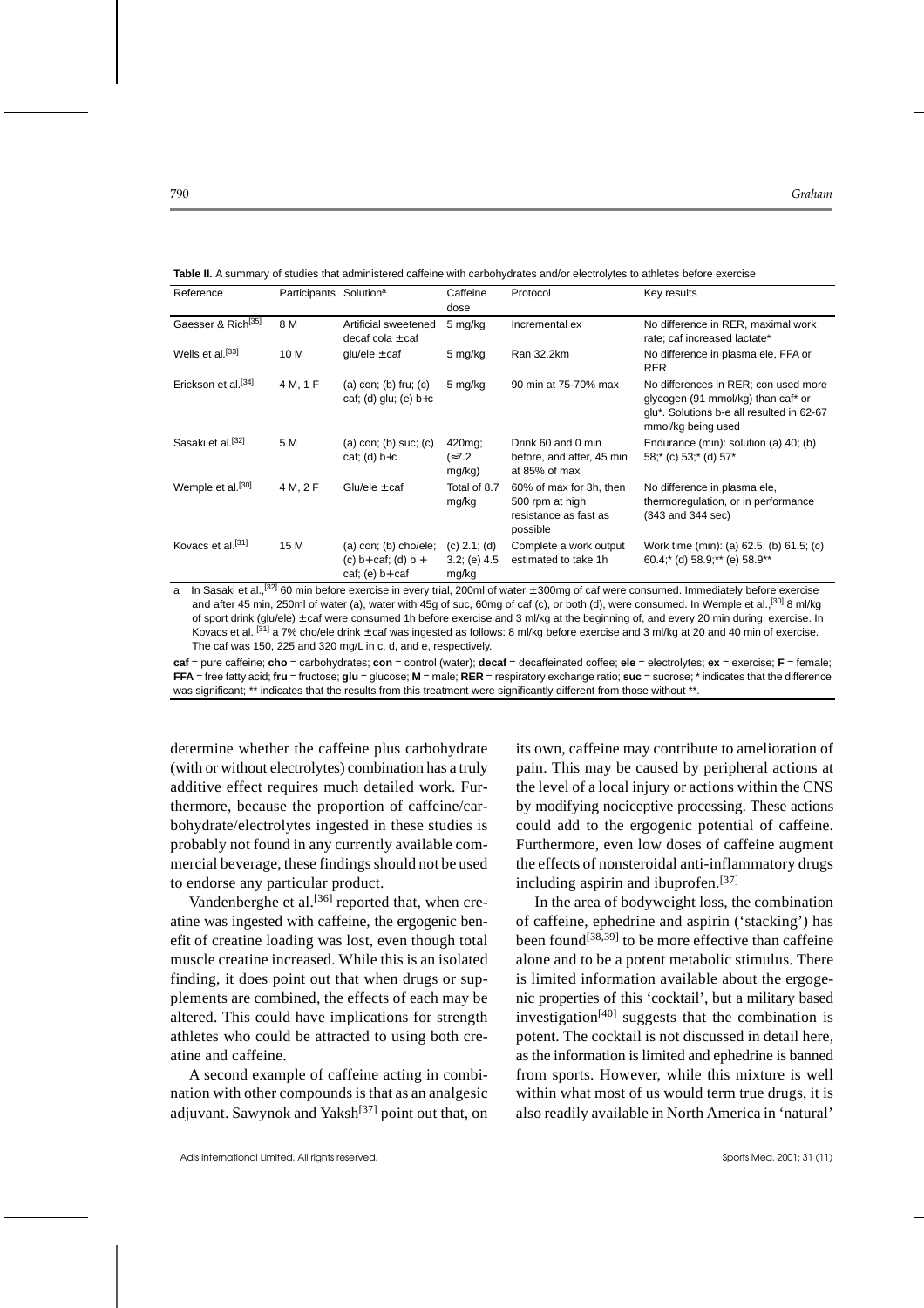**Table II.** A summary of studies that administered caffeine with carbohydrates and/or electrolytes to athletes before exercise

| Reference | Participants | Solution[a] | Caffeine dose | Protocol | Key results |
|---|---|---|---|---|---|
| Gaesser & Rich[35] | 8 M | Artificial sweetened decaf cola ± caf | 5 mg/kg | Incremental ex | No difference in RER, maximal work rate; caf increased lactate* |
| Wells et al.[33] | 10 M | glu/ele ± caf | 5 mg/kg | Ran 32.2km | No difference in plasma ele, FFA or RER |
| Erickson et al.[34] | 4 M, 1 F | (a) con; (b) fru; (c) caf; (d) glu; (e) b+c | 5 mg/kg | 90 min at 75-70% max | No differences in RER; con used more glycogen (91 mmol/kg) than caf* or glu*. Solutions b-e all resulted in 62-67 mmol/kg being used |
| Sasaki et al.[32] | 5 M | (a) con; (b) suc; (c) caf; (d) b+c | 420mg; (≈7.2 mg/kg) | Drink 60 and 0 min before, and after, 45 min at 85% of max | Endurance (min): solution (a) 40; (b) 58;* (c) 53;* (d) 57* |
| Wemple et al.[30] | 4 M, 2 F | Glu/ele ± caf | Total of 8.7 mg/kg | 60% of max for 3h, then 500 rpm at high resistance as fast as possible | No difference in plasma ele, thermoregulation, or in performance (343 and 344 sec) |
| Kovacs et al.[31] | 15 M | (a) con; (b) cho/ele; (c) b+caf; (d) b + caf; (e) b+caf | (c) 2.1; (d) 3.2; (e) 4.5 mg/kg | Complete a work output estimated to take 1h | Work time (min): (a) 62.5; (b) 61.5; (c) 60.4;* (d) 58.9;** (e) 58.9** |

a In Sasaki et al.,[32] 60 min before exercise in every trial, 200ml of water ± 300mg of caf were consumed. Immediately before exercise and after 45 min, 250ml of water (a), water with 45g of suc, 60mg of caf (c), or both (d), were consumed. In Wemple et al.,[30] 8 ml/kg of sport drink (glu/ele) ± caf were consumed 1h before exercise and 3 ml/kg at the beginning of, and every 20 min during, exercise. In Kovacs et al.,[31] a 7% cho/ele drink ± caf was ingested as follows: 8 ml/kg before exercise and 3 ml/kg at 20 and 40 min of exercise. The caf was 150, 225 and 320 mg/L in c, d, and e, respectively.

**caf** = pure caffeine; **cho** = carbohydrates; **con** = control (water); **decaf** = decaffeinated coffee; **ele** = electrolytes; **ex** = exercise; **F** = female; **FFA** = free fatty acid; **fru** = fructose; **glu** = glucose; **M** = male; **RER** = respiratory exchange ratio; **suc** = sucrose; * indicates that the difference was significant; ** indicates that the results from this treatment were significantly different from those without **.

determine whether the caffeine plus carbohydrate (with or without electrolytes) combination has a truly additive effect requires much detailed work. Furthermore, because the proportion of caffeine/carbohydrate/electrolytes ingested in these studies is probably not found in any currently available commercial beverage, these findings should not be used to endorse any particular product.

Vandenberghe et al.[36] reported that, when creatine was ingested with caffeine, the ergogenic benefit of creatine loading was lost, even though total muscle creatine increased. While this is an isolated finding, it does point out that when drugs or supplements are combined, the effects of each may be altered. This could have implications for strength athletes who could be attracted to using both creatine and caffeine.

A second example of caffeine acting in combination with other compounds is that as an analgesic adjuvant. Sawynok and Yaksh[37] point out that, on its own, caffeine may contribute to amelioration of pain. This may be caused by peripheral actions at the level of a local injury or actions within the CNS by modifying nociceptive processing. These actions could add to the ergogenic potential of caffeine. Furthermore, even low doses of caffeine augment the effects of nonsteroidal anti-inflammatory drugs including aspirin and ibuprofen.[37]

In the area of bodyweight loss, the combination of caffeine, ephedrine and aspirin ('stacking') has been found[38,39] to be more effective than caffeine alone and to be a potent metabolic stimulus. There is limited information available about the ergogenic properties of this 'cocktail', but a military based investigation[40] suggests that the combination is potent. The cocktail is not discussed in detail here, as the information is limited and ephedrine is banned from sports. However, while this mixture is well within what most of us would term true drugs, it is also readily available in North America in 'natural'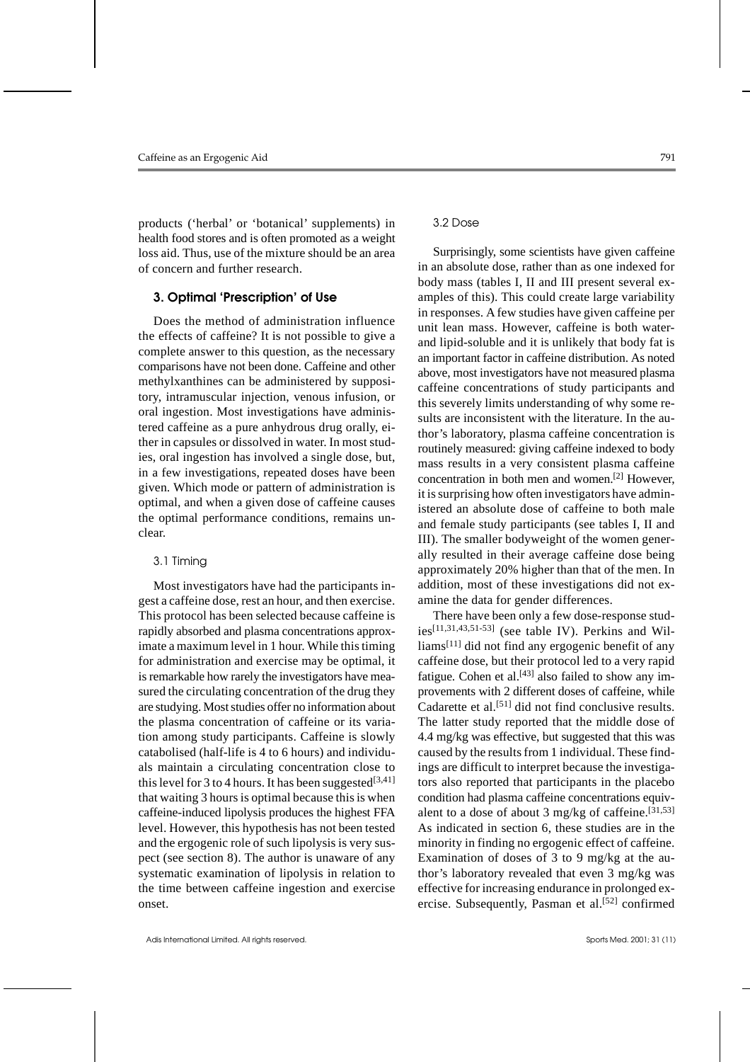products ('herbal' or 'botanical' supplements) in health food stores and is often promoted as a weight loss aid. Thus, use of the mixture should be an area of concern and further research.

## 3. Optimal 'Prescription' of Use

Does the method of administration influence the effects of caffeine? It is not possible to give a complete answer to this question, as the necessary comparisons have not been done. Caffeine and other methylxanthines can be administered by suppository, intramuscular injection, venous infusion, or oral ingestion. Most investigations have administered caffeine as a pure anhydrous drug orally, either in capsules or dissolved in water. In most studies, oral ingestion has involved a single dose, but, in a few investigations, repeated doses have been given. Which mode or pattern of administration is optimal, and when a given dose of caffeine causes the optimal performance conditions, remains unclear.

### 3.1 Timing

Most investigators have had the participants ingest a caffeine dose, rest an hour, and then exercise. This protocol has been selected because caffeine is rapidly absorbed and plasma concentrations approximate a maximum level in 1 hour. While this timing for administration and exercise may be optimal, it is remarkable how rarely the investigators have measured the circulating concentration of the drug they are studying. Most studies offer no information about the plasma concentration of caffeine or its variation among study participants. Caffeine is slowly catabolised (half-life is 4 to 6 hours) and individuals maintain a circulating concentration close to this level for 3 to 4 hours. It has been suggested[3,41] that waiting 3 hours is optimal because this is when caffeine-induced lipolysis produces the highest FFA level. However, this hypothesis has not been tested and the ergogenic role of such lipolysis is very suspect (see section 8). The author is unaware of any systematic examination of lipolysis in relation to the time between caffeine ingestion and exercise onset.

### 3.2 Dose

Surprisingly, some scientists have given caffeine in an absolute dose, rather than as one indexed for body mass (tables I, II and III present several examples of this). This could create large variability in responses. A few studies have given caffeine per unit lean mass. However, caffeine is both water- and lipid-soluble and it is unlikely that body fat is an important factor in caffeine distribution. As noted above, most investigators have not measured plasma caffeine concentrations of study participants and this severely limits understanding of why some results are inconsistent with the literature. In the author's laboratory, plasma caffeine concentration is routinely measured: giving caffeine indexed to body mass results in a very consistent plasma caffeine concentration in both men and women.[2] However, it is surprising how often investigators have administered an absolute dose of caffeine to both male and female study participants (see tables I, II and III). The smaller bodyweight of the women generally resulted in their average caffeine dose being approximately 20% higher than that of the men. In addition, most of these investigations did not examine the data for gender differences.

There have been only a few dose-response studies[11,31,43,51-53] (see table IV). Perkins and Williams[11] did not find any ergogenic benefit of any caffeine dose, but their protocol led to a very rapid fatigue. Cohen et al.[43] also failed to show any improvements with 2 different doses of caffeine, while Cadarette et al.[51] did not find conclusive results. The latter study reported that the middle dose of 4.4 mg/kg was effective, but suggested that this was caused by the results from 1 individual. These findings are difficult to interpret because the investigators also reported that participants in the placebo condition had plasma caffeine concentrations equivalent to a dose of about 3 mg/kg of caffeine.[31,53] As indicated in section 6, these studies are in the minority in finding no ergogenic effect of caffeine. Examination of doses of 3 to 9 mg/kg at the author's laboratory revealed that even 3 mg/kg was effective for increasing endurance in prolonged exercise. Subsequently, Pasman et al.[52] confirmed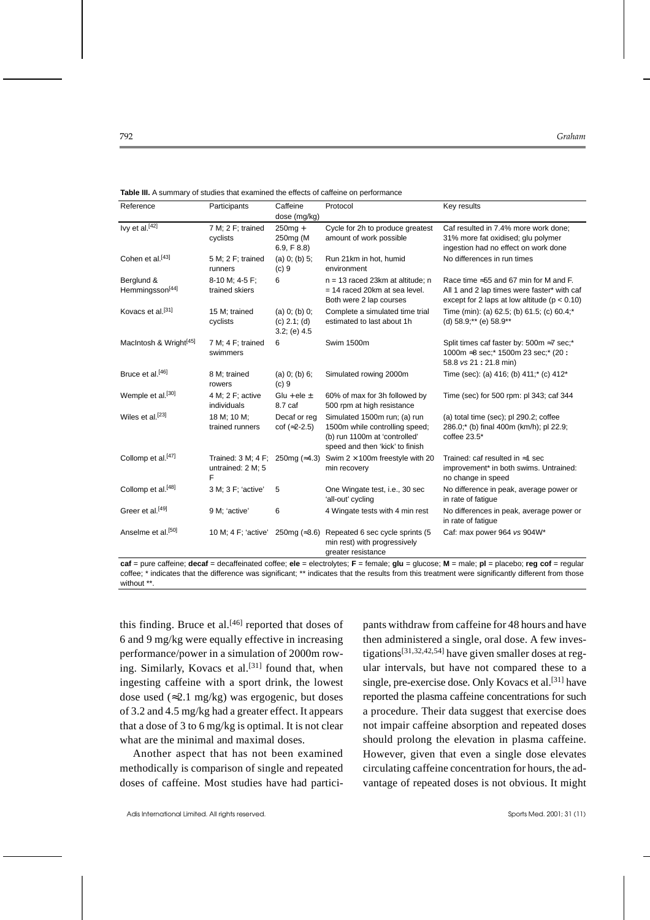**Table III.** A summary of studies that examined the effects of caffeine on performance

| Reference | Participants | Caffeine dose (mg/kg) | Protocol | Key results |
|---|---|---|---|---|
| Ivy et al.[42] | 7 M; 2 F; trained cyclists | 250mg + 250mg (M 6.9, F 8.8) | Cycle for 2h to produce greatest amount of work possible | Caf resulted in 7.4% more work done; 31% more fat oxidised; glu polymer ingestion had no effect on work done |
| Cohen et al.[43] | 5 M; 2 F; trained runners | (a) 0; (b) 5; (c) 9 | Run 21km in hot, humid environment | No differences in run times |
| Berglund & Hemmingsson[44] | 8-10 M; 4-5 F; trained skiers | 6 | n = 13 raced 23km at altitude; n = 14 raced 20km at sea level. Both were 2 lap courses | Race time ≈55 and 67 min for M and F. All 1 and 2 lap times were faster* with caf except for 2 laps at low altitude ($p < 0.10$) |
| Kovacs et al.[31] | 15 M; trained cyclists | (a) 0; (b) 0; (c) 2.1; (d) 3.2; (e) 4.5 | Complete a simulated time trial estimated to last about 1h | Time (min): (a) 62.5; (b) 61.5; (c) 60.4;* (d) 58.9;** (e) 58.9** |
| MacIntosh & Wright[45] | 7 M; 4 F; trained swimmers | 6 | Swim 1500m | Split times caf faster by: 500m ≈7 sec;* 1000m ≈8 sec;* 1500m 23 sec;* (20 : 58.8 *vs* 21 : 21.8 min) |
| Bruce et al.[46] | 8 M; trained rowers | (a) 0; (b) 6; (c) 9 | Simulated rowing 2000m | Time (sec): (a) 416; (b) 411;* (c) 412* |
| Wemple et al.[30] | 4 M; 2 F; active individuals | Glu + ele ± 8.7 caf | 60% of max for 3h followed by 500 rpm at high resistance | Time (sec) for 500 rpm: pl 343; caf 344 |
| Wiles et al.[23] | 18 M; 10 M; trained runners | Decaf or reg cof (≈2-2.5) | Simulated 1500m run; (a) run 1500m while controlling speed; (b) run 1100m at 'controlled' speed and then 'kick' to finish | (a) total time (sec); pl 290.2; coffee 286.0;* (b) final 400m (km/h); pl 22.9; coffee 23.5* |
| Collomp et al.[47] | Trained: 3 M; 4 F; untrained: 2 M; 5 F | 250mg (≈4.3) | Swim 2 × 100m freestyle with 20 min recovery | Trained: caf resulted in ≈1 sec improvement* in both swims. Untrained: no change in speed |
| Collomp et al.[48] | 3 M; 3 F; 'active' | 5 | One Wingate test, i.e., 30 sec 'all-out' cycling | No difference in peak, average power or in rate of fatigue |
| Greer et al.[49] | 9 M; 'active' | 6 | 4 Wingate tests with 4 min rest | No differences in peak, average power or in rate of fatigue |
| Anselme et al.[50] | 10 M; 4 F; 'active' | 250mg (≈3.6) | Repeated 6 sec cycle sprints (5 min rest) with progressively greater resistance | Caf: max power 964 *vs* 904W* |

**caf** = pure caffeine; **decaf** = decaffeinated coffee; **ele** = electrolytes; **F** = female; **glu** = glucose; **M** = male; **pl** = placebo; **reg cof** = regular coffee; * indicates that the difference was significant; ** indicates that the results from this treatment were significantly different from those without **.

this finding. Bruce et al.[46] reported that doses of 6 and 9 mg/kg were equally effective in increasing performance/power in a simulation of 2000m rowing. Similarly, Kovacs et al.[31] found that, when ingesting caffeine with a sport drink, the lowest dose used (≈2.1 mg/kg) was ergogenic, but doses of 3.2 and 4.5 mg/kg had a greater effect. It appears that a dose of 3 to 6 mg/kg is optimal. It is not clear what are the minimal and maximal doses.

Another aspect that has not been examined methodically is comparison of single and repeated doses of caffeine. Most studies have had participants withdraw from caffeine for 48 hours and have then administered a single, oral dose. A few investigations[31,32,42,54] have given smaller doses at regular intervals, but have not compared these to a single, pre-exercise dose. Only Kovacs et al.[31] have reported the plasma caffeine concentrations for such a procedure. Their data suggest that exercise does not impair caffeine absorption and repeated doses should prolong the elevation in plasma caffeine. However, given that even a single dose elevates circulating caffeine concentration for hours, the advantage of repeated doses is not obvious. It might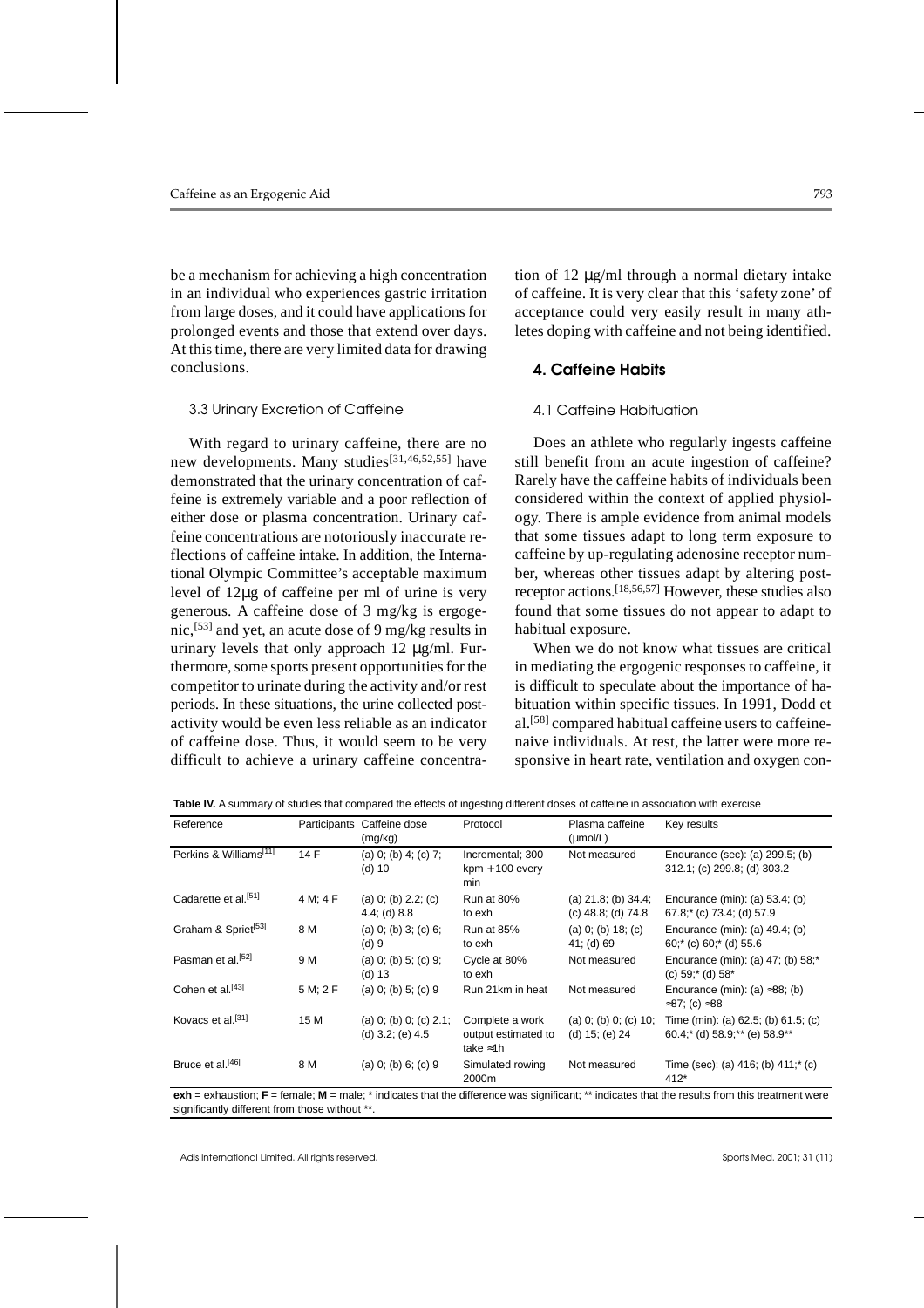be a mechanism for achieving a high concentration in an individual who experiences gastric irritation from large doses, and it could have applications for prolonged events and those that extend over days. At this time, there are very limited data for drawing conclusions.

### 3.3 Urinary Excretion of Caffeine

With regard to urinary caffeine, there are no new developments. Many studies[31,46,52,55] have demonstrated that the urinary concentration of caffeine is extremely variable and a poor reflection of either dose or plasma concentration. Urinary caffeine concentrations are notoriously inaccurate reflections of caffeine intake. In addition, the International Olympic Committee's acceptable maximum level of 12μg of caffeine per ml of urine is very generous. A caffeine dose of 3 mg/kg is ergogenic,[53] and yet, an acute dose of 9 mg/kg results in urinary levels that only approach 12 μg/ml. Furthermore, some sports present opportunities for the competitor to urinate during the activity and/or rest periods. In these situations, the urine collected post-activity would be even less reliable as an indicator of caffeine dose. Thus, it would seem to be very difficult to achieve a urinary caffeine concentration of 12 μg/ml through a normal dietary intake of caffeine. It is very clear that this 'safety zone' of acceptance could very easily result in many athletes doping with caffeine and not being identified.

## 4. Caffeine Habits

### 4.1 Caffeine Habituation

Does an athlete who regularly ingests caffeine still benefit from an acute ingestion of caffeine? Rarely have the caffeine habits of individuals been considered within the context of applied physiology. There is ample evidence from animal models that some tissues adapt to long term exposure to caffeine by up-regulating adenosine receptor number, whereas other tissues adapt by altering post-receptor actions.[18,56,57] However, these studies also found that some tissues do not appear to adapt to habitual exposure.

When we do not know what tissues are critical in mediating the ergogenic responses to caffeine, it is difficult to speculate about the importance of habituation within specific tissues. In 1991, Dodd et al.[58] compared habitual caffeine users to caffeine-naive individuals. At rest, the latter were more responsive in heart rate, ventilation and oxygen con-

**Table IV.** A summary of studies that compared the effects of ingesting different doses of caffeine in association with exercise

| Reference | Participants | Caffeine dose (mg/kg) | Protocol | Plasma caffeine (μmol/L) | Key results |
|---|---|---|---|---|---|
| Perkins & Williams[11] | 14 F | (a) 0; (b) 4; (c) 7; (d) 10 | Incremental; 300 kpm + 100 every min | Not measured | Endurance (sec): (a) 299.5; (b) 312.1; (c) 299.8; (d) 303.2 |
| Cadarette et al.[51] | 4 M; 4 F | (a) 0; (b) 2.2; (c) 4.4; (d) 8.8 | Run at 80% to exh | (a) 21.8; (b) 34.4; (c) 48.8; (d) 74.8 | Endurance (min): (a) 53.4; (b) 67.8;* (c) 73.4; (d) 57.9 |
| Graham & Spriet[53] | 8 M | (a) 0; (b) 3; (c) 6; (d) 9 | Run at 85% to exh | (a) 0; (b) 18; (c) 41; (d) 69 | Endurance (min): (a) 49.4; (b) 60;* (c) 60;* (d) 55.6 |
| Pasman et al.[52] | 9 M | (a) 0; (b) 5; (c) 9; (d) 13 | Cycle at 80% to exh | Not measured | Endurance (min): (a) 47; (b) 58;* (c) 59;* (d) 58* |
| Cohen et al.[43] | 5 M; 2 F | (a) 0; (b) 5; (c) 9 | Run 21km in heat | Not measured | Endurance (min): (a) ≈88; (b) ≈87; (c) ≈88 |
| Kovacs et al.[31] | 15 M | (a) 0; (b) 0; (c) 2.1; (d) 3.2; (e) 4.5 | Complete a work output estimated to take ≈1h | (a) 0; (b) 0; (c) 10; (d) 15; (e) 24 | Time (min): (a) 62.5; (b) 61.5; (c) 60.4;* (d) 58.9;** (e) 58.9** |
| Bruce et al.[46] | 8 M | (a) 0; (b) 6; (c) 9 | Simulated rowing 2000m | Not measured | Time (sec): (a) 416; (b) 411;* (c) 412* |

**exh** = exhaustion; **F** = female; **M** = male; * indicates that the difference was significant; ** indicates that the results from this treatment were significantly different from those without **.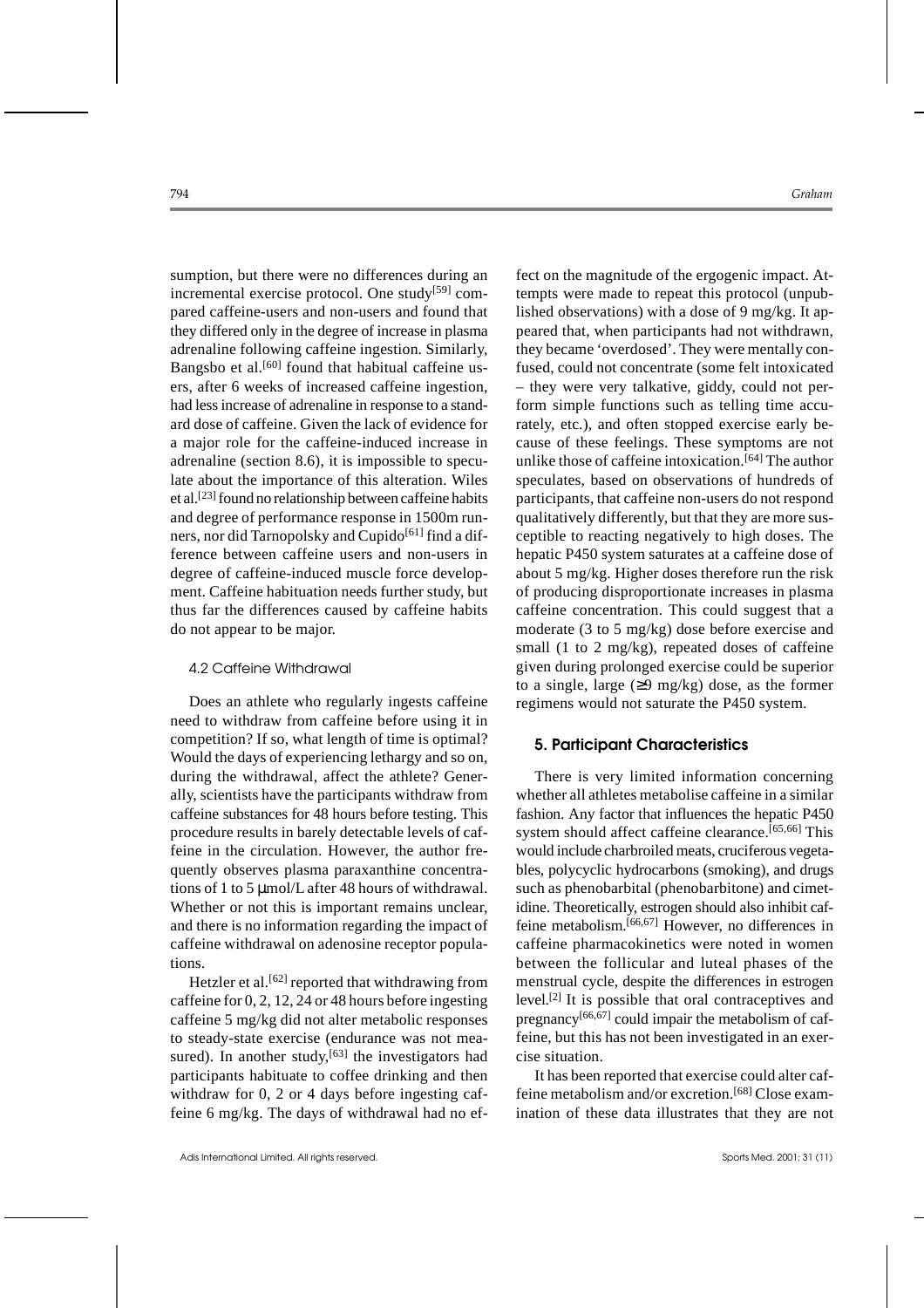sumption, but there were no differences during an incremental exercise protocol. One study[59] compared caffeine-users and non-users and found that they differed only in the degree of increase in plasma adrenaline following caffeine ingestion. Similarly, Bangsbo et al.[60] found that habitual caffeine users, after 6 weeks of increased caffeine ingestion, had less increase of adrenaline in response to a standard dose of caffeine. Given the lack of evidence for a major role for the caffeine-induced increase in adrenaline (section 8.6), it is impossible to speculate about the importance of this alteration. Wiles et al.[23] found no relationship between caffeine habits and degree of performance response in 1500m runners, nor did Tarnopolsky and Cupido[61] find a difference between caffeine users and non-users in degree of caffeine-induced muscle force development. Caffeine habituation needs further study, but thus far the differences caused by caffeine habits do not appear to be major.

### 4.2 Caffeine Withdrawal

Does an athlete who regularly ingests caffeine need to withdraw from caffeine before using it in competition? If so, what length of time is optimal? Would the days of experiencing lethargy and so on, during the withdrawal, affect the athlete? Generally, scientists have the participants withdraw from caffeine substances for 48 hours before testing. This procedure results in barely detectable levels of caffeine in the circulation. However, the author frequently observes plasma paraxanthine concentrations of 1 to 5 μmol/L after 48 hours of withdrawal. Whether or not this is important remains unclear, and there is no information regarding the impact of caffeine withdrawal on adenosine receptor populations.

Hetzler et al.[62] reported that withdrawing from caffeine for 0, 2, 12, 24 or 48 hours before ingesting caffeine 5 mg/kg did not alter metabolic responses to steady-state exercise (endurance was not measured). In another study,[63] the investigators had participants habituate to coffee drinking and then withdraw for 0, 2 or 4 days before ingesting caffeine 6 mg/kg. The days of withdrawal had no effect on the magnitude of the ergogenic impact. Attempts were made to repeat this protocol (unpublished observations) with a dose of 9 mg/kg. It appeared that, when participants had not withdrawn, they became 'overdosed'. They were mentally confused, could not concentrate (some felt intoxicated – they were very talkative, giddy, could not perform simple functions such as telling time accurately, etc.), and often stopped exercise early because of these feelings. These symptoms are not unlike those of caffeine intoxication.[64] The author speculates, based on observations of hundreds of participants, that caffeine non-users do not respond qualitatively differently, but that they are more susceptible to reacting negatively to high doses. The hepatic P450 system saturates at a caffeine dose of about 5 mg/kg. Higher doses therefore run the risk of producing disproportionate increases in plasma caffeine concentration. This could suggest that a moderate (3 to 5 mg/kg) dose before exercise and small (1 to 2 mg/kg), repeated doses of caffeine given during prolonged exercise could be superior to a single, large (≥9 mg/kg) dose, as the former regimens would not saturate the P450 system.

## 5. Participant Characteristics

There is very limited information concerning whether all athletes metabolise caffeine in a similar fashion. Any factor that influences the hepatic P450 system should affect caffeine clearance.[65,66] This would include charbroiled meats, cruciferous vegetables, polycyclic hydrocarbons (smoking), and drugs such as phenobarbital (phenobarbitone) and cimetidine. Theoretically, estrogen should also inhibit caffeine metabolism.[66,67] However, no differences in caffeine pharmacokinetics were noted in women between the follicular and luteal phases of the menstrual cycle, despite the differences in estrogen level.[2] It is possible that oral contraceptives and pregnancy[66,67] could impair the metabolism of caffeine, but this has not been investigated in an exercise situation.

It has been reported that exercise could alter caffeine metabolism and/or excretion.[68] Close examination of these data illustrates that they are not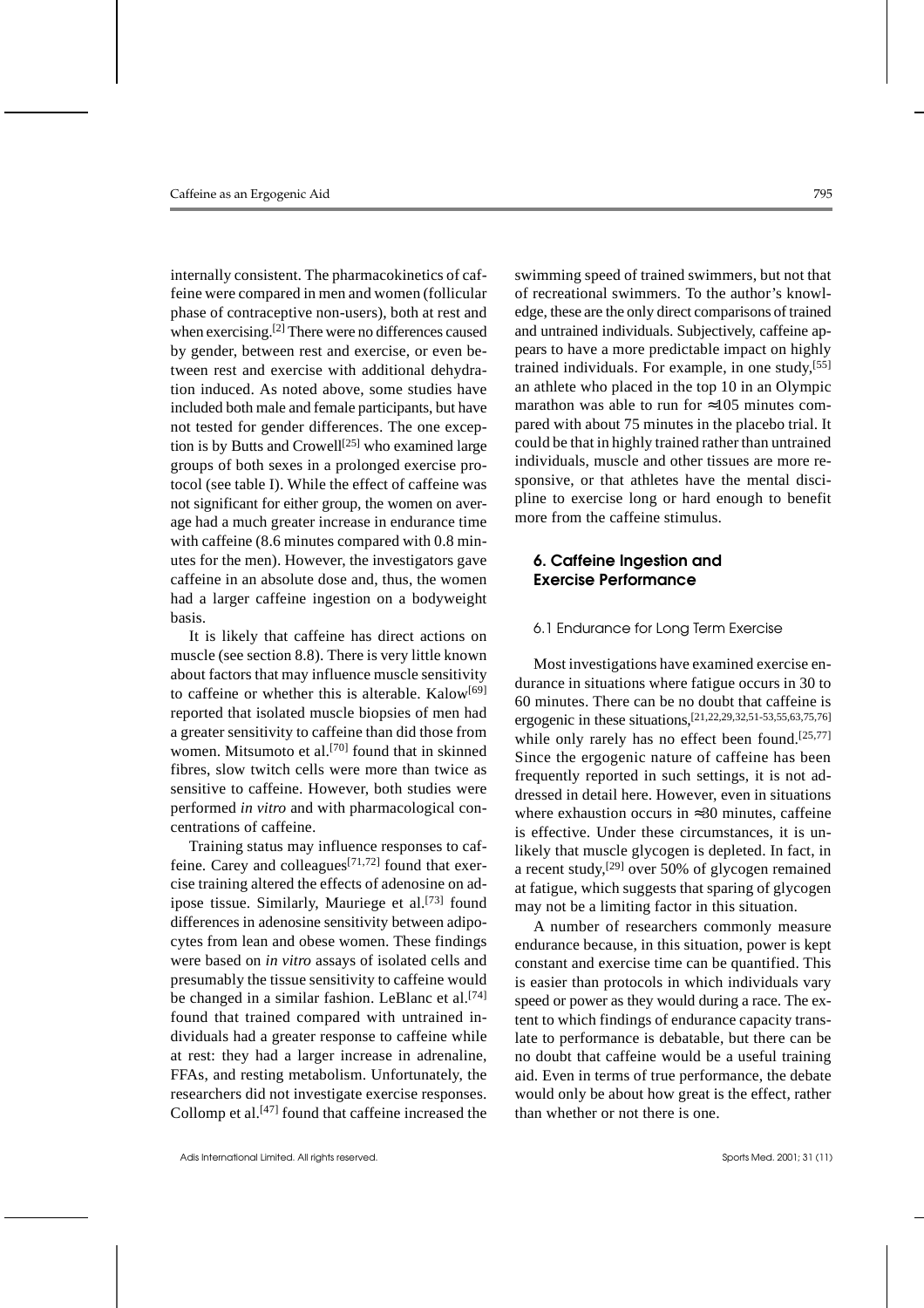internally consistent. The pharmacokinetics of caffeine were compared in men and women (follicular phase of contraceptive non-users), both at rest and when exercising.[2] There were no differences caused by gender, between rest and exercise, or even between rest and exercise with additional dehydration induced. As noted above, some studies have included both male and female participants, but have not tested for gender differences. The one exception is by Butts and Crowell[25] who examined large groups of both sexes in a prolonged exercise protocol (see table I). While the effect of caffeine was not significant for either group, the women on average had a much greater increase in endurance time with caffeine (8.6 minutes compared with 0.8 minutes for the men). However, the investigators gave caffeine in an absolute dose and, thus, the women had a larger caffeine ingestion on a bodyweight basis.

It is likely that caffeine has direct actions on muscle (see section 8.8). There is very little known about factors that may influence muscle sensitivity to caffeine or whether this is alterable. Kalow[69] reported that isolated muscle biopsies of men had a greater sensitivity to caffeine than did those from women. Mitsumoto et al.[70] found that in skinned fibres, slow twitch cells were more than twice as sensitive to caffeine. However, both studies were performed *in vitro* and with pharmacological concentrations of caffeine.

Training status may influence responses to caffeine. Carey and colleagues[71,72] found that exercise training altered the effects of adenosine on adipose tissue. Similarly, Mauriege et al.[73] found differences in adenosine sensitivity between adipocytes from lean and obese women. These findings were based on *in vitro* assays of isolated cells and presumably the tissue sensitivity to caffeine would be changed in a similar fashion. LeBlanc et al.[74] found that trained compared with untrained individuals had a greater response to caffeine while at rest: they had a larger increase in adrenaline, FFAs, and resting metabolism. Unfortunately, the researchers did not investigate exercise responses. Collomp et al.[47] found that caffeine increased the swimming speed of trained swimmers, but not that of recreational swimmers. To the author's knowledge, these are the only direct comparisons of trained and untrained individuals. Subjectively, caffeine appears to have a more predictable impact on highly trained individuals. For example, in one study,[55] an athlete who placed in the top 10 in an Olympic marathon was able to run for ≈105 minutes compared with about 75 minutes in the placebo trial. It could be that in highly trained rather than untrained individuals, muscle and other tissues are more responsive, or that athletes have the mental discipline to exercise long or hard enough to benefit more from the caffeine stimulus.

## 6. Caffeine Ingestion and Exercise Performance

### 6.1 Endurance for Long Term Exercise

Most investigations have examined exercise endurance in situations where fatigue occurs in 30 to 60 minutes. There can be no doubt that caffeine is ergogenic in these situations,[21,22,29,32,51-53,55,63,75,76] while only rarely has no effect been found.[25,77] Since the ergogenic nature of caffeine has been frequently reported in such settings, it is not addressed in detail here. However, even in situations where exhaustion occurs in ≈30 minutes, caffeine is effective. Under these circumstances, it is unlikely that muscle glycogen is depleted. In fact, in a recent study,[29] over 50% of glycogen remained at fatigue, which suggests that sparing of glycogen may not be a limiting factor in this situation.

A number of researchers commonly measure endurance because, in this situation, power is kept constant and exercise time can be quantified. This is easier than protocols in which individuals vary speed or power as they would during a race. The extent to which findings of endurance capacity translate to performance is debatable, but there can be no doubt that caffeine would be a useful training aid. Even in terms of true performance, the debate would only be about how great is the effect, rather than whether or not there is one.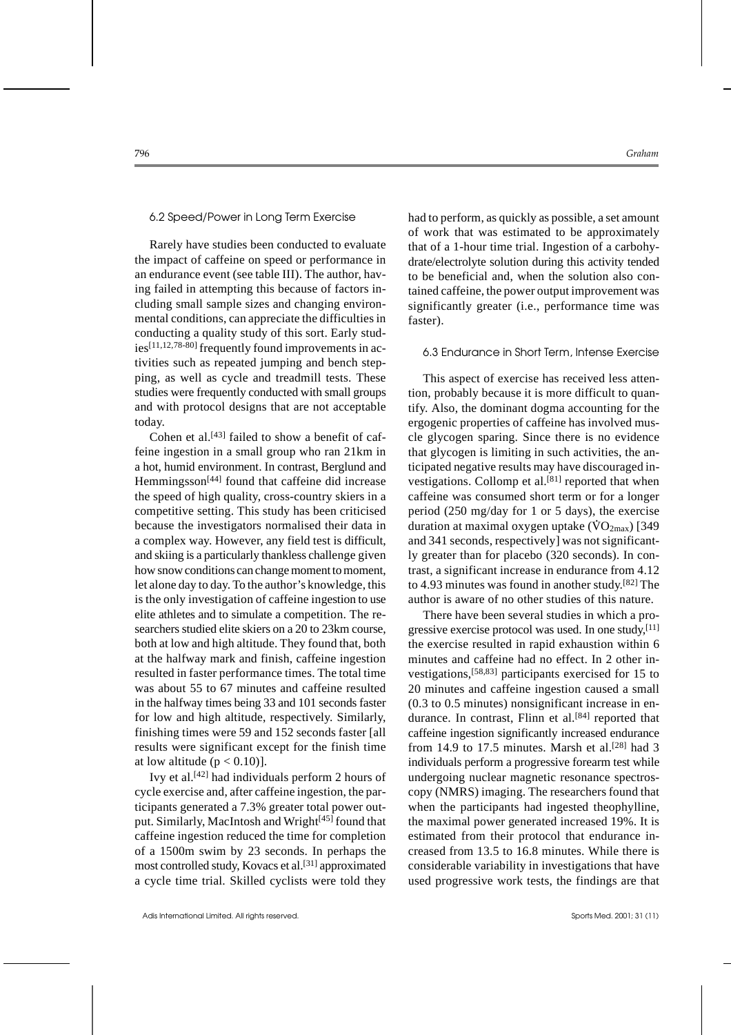### 6.2 Speed/Power in Long Term Exercise

Rarely have studies been conducted to evaluate the impact of caffeine on speed or performance in an endurance event (see table III). The author, having failed in attempting this because of factors including small sample sizes and changing environmental conditions, can appreciate the difficulties in conducting a quality study of this sort. Early studies[11,12,78-80] frequently found improvements in activities such as repeated jumping and bench stepping, as well as cycle and treadmill tests. These studies were frequently conducted with small groups and with protocol designs that are not acceptable today.

Cohen et al.[43] failed to show a benefit of caffeine ingestion in a small group who ran 21km in a hot, humid environment. In contrast, Berglund and Hemmingsson[44] found that caffeine did increase the speed of high quality, cross-country skiers in a competitive setting. This study has been criticised because the investigators normalised their data in a complex way. However, any field test is difficult, and skiing is a particularly thankless challenge given how snow conditions can change moment to moment, let alone day to day. To the author's knowledge, this is the only investigation of caffeine ingestion to use elite athletes and to simulate a competition. The researchers studied elite skiers on a 20 to 23km course, both at low and high altitude. They found that, both at the halfway mark and finish, caffeine ingestion resulted in faster performance times. The total time was about 55 to 67 minutes and caffeine resulted in the halfway times being 33 and 101 seconds faster for low and high altitude, respectively. Similarly, finishing times were 59 and 152 seconds faster [all results were significant except for the finish time at low altitude ($p < 0.10$)].

Ivy et al.[42] had individuals perform 2 hours of cycle exercise and, after caffeine ingestion, the participants generated a 7.3% greater total power output. Similarly, MacIntosh and Wright[45] found that caffeine ingestion reduced the time for completion of a 1500m swim by 23 seconds. In perhaps the most controlled study, Kovacs et al.[31] approximated a cycle time trial. Skilled cyclists were told they had to perform, as quickly as possible, a set amount of work that was estimated to be approximately that of a 1-hour time trial. Ingestion of a carbohydrate/electrolyte solution during this activity tended to be beneficial and, when the solution also contained caffeine, the power output improvement was significantly greater (i.e., performance time was faster).

### 6.3 Endurance in Short Term, Intense Exercise

This aspect of exercise has received less attention, probably because it is more difficult to quantify. Also, the dominant dogma accounting for the ergogenic properties of caffeine has involved muscle glycogen sparing. Since there is no evidence that glycogen is limiting in such activities, the anticipated negative results may have discouraged investigations. Collomp et al.[81] reported that when caffeine was consumed short term or for a longer period (250 mg/day for 1 or 5 days), the exercise duration at maximal oxygen uptake ($\dot{V}O_{2max}$) [349 and 341 seconds, respectively] was not significantly greater than for placebo (320 seconds). In contrast, a significant increase in endurance from 4.12 to 4.93 minutes was found in another study.[82] The author is aware of no other studies of this nature.

There have been several studies in which a progressive exercise protocol was used. In one study,[11] the exercise resulted in rapid exhaustion within 6 minutes and caffeine had no effect. In 2 other investigations,[58,83] participants exercised for 15 to 20 minutes and caffeine ingestion caused a small (0.3 to 0.5 minutes) nonsignificant increase in endurance. In contrast, Flinn et al.[84] reported that caffeine ingestion significantly increased endurance from 14.9 to 17.5 minutes. Marsh et al.[28] had 3 individuals perform a progressive forearm test while undergoing nuclear magnetic resonance spectroscopy (NMRS) imaging. The researchers found that when the participants had ingested theophylline, the maximal power generated increased 19%. It is estimated from their protocol that endurance increased from 13.5 to 16.8 minutes. While there is considerable variability in investigations that have used progressive work tests, the findings are that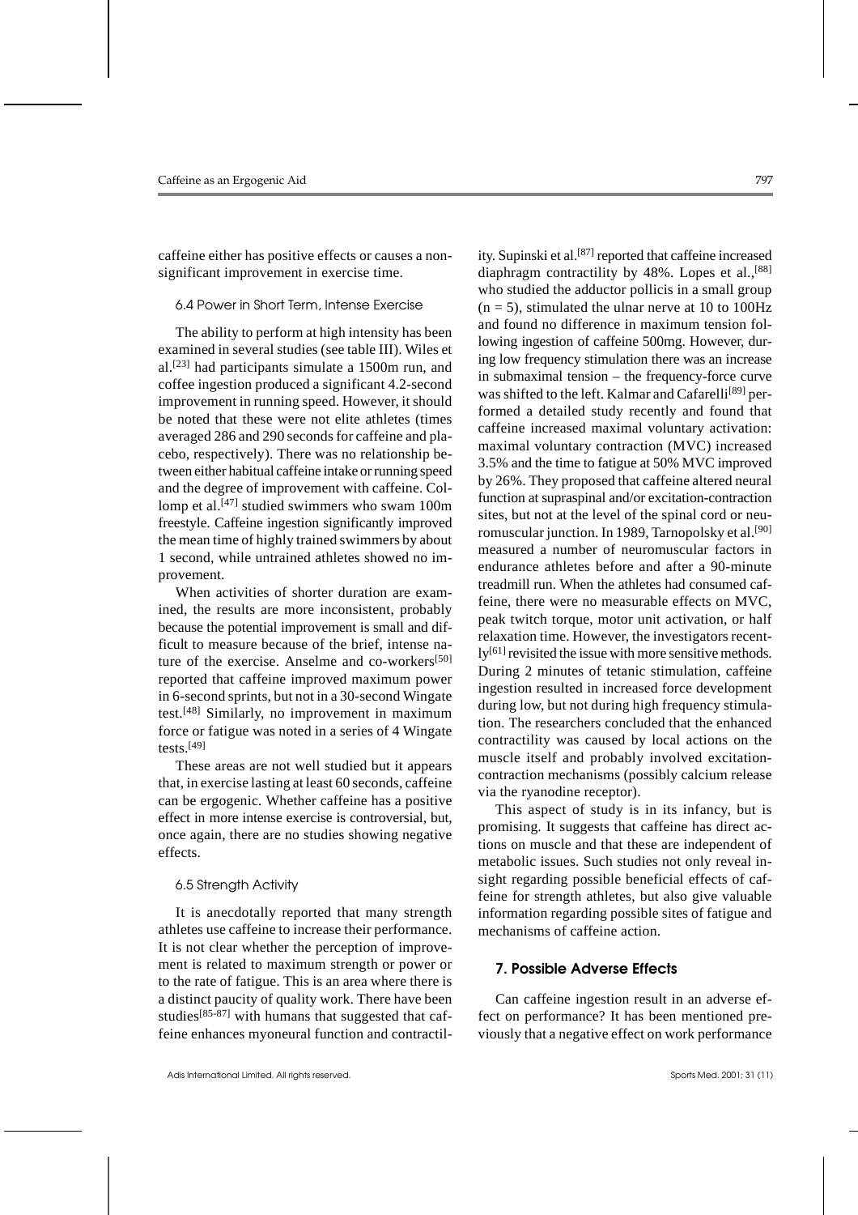caffeine either has positive effects or causes a non-significant improvement in exercise time.

### 6.4 Power in Short Term, Intense Exercise

The ability to perform at high intensity has been examined in several studies (see table III). Wiles et al.[23] had participants simulate a 1500m run, and coffee ingestion produced a significant 4.2-second improvement in running speed. However, it should be noted that these were not elite athletes (times averaged 286 and 290 seconds for caffeine and placebo, respectively). There was no relationship between either habitual caffeine intake or running speed and the degree of improvement with caffeine. Collomp et al.[47] studied swimmers who swam 100m freestyle. Caffeine ingestion significantly improved the mean time of highly trained swimmers by about 1 second, while untrained athletes showed no improvement.

When activities of shorter duration are examined, the results are more inconsistent, probably because the potential improvement is small and difficult to measure because of the brief, intense nature of the exercise. Anselme and co-workers[50] reported that caffeine improved maximum power in 6-second sprints, but not in a 30-second Wingate test.[48] Similarly, no improvement in maximum force or fatigue was noted in a series of 4 Wingate tests.[49]

These areas are not well studied but it appears that, in exercise lasting at least 60 seconds, caffeine can be ergogenic. Whether caffeine has a positive effect in more intense exercise is controversial, but, once again, there are no studies showing negative effects.

### 6.5 Strength Activity

It is anecdotally reported that many strength athletes use caffeine to increase their performance. It is not clear whether the perception of improvement is related to maximum strength or power or to the rate of fatigue. This is an area where there is a distinct paucity of quality work. There have been studies[85-87] with humans that suggested that caffeine enhances myoneural function and contractility. Supinski et al.[87] reported that caffeine increased diaphragm contractility by 48%. Lopes et al.,[88] who studied the adductor pollicis in a small group ($n = 5$), stimulated the ulnar nerve at 10 to 100Hz and found no difference in maximum tension following ingestion of caffeine 500mg. However, during low frequency stimulation there was an increase in submaximal tension – the frequency-force curve was shifted to the left. Kalmar and Cafarelli[89] performed a detailed study recently and found that caffeine increased maximal voluntary activation: maximal voluntary contraction (MVC) increased 3.5% and the time to fatigue at 50% MVC improved by 26%. They proposed that caffeine altered neural function at supraspinal and/or excitation-contraction sites, but not at the level of the spinal cord or neuromuscular junction. In 1989, Tarnopolsky et al.[90] measured a number of neuromuscular factors in endurance athletes before and after a 90-minute treadmill run. When the athletes had consumed caffeine, there were no measurable effects on MVC, peak twitch torque, motor unit activation, or half relaxation time. However, the investigators recently[61] revisited the issue with more sensitive methods. During 2 minutes of tetanic stimulation, caffeine ingestion resulted in increased force development during low, but not during high frequency stimulation. The researchers concluded that the enhanced contractility was caused by local actions on the muscle itself and probably involved excitation-contraction mechanisms (possibly calcium release via the ryanodine receptor).

This aspect of study is in its infancy, but is promising. It suggests that caffeine has direct actions on muscle and that these are independent of metabolic issues. Such studies not only reveal insight regarding possible beneficial effects of caffeine for strength athletes, but also give valuable information regarding possible sites of fatigue and mechanisms of caffeine action.

## 7. Possible Adverse Effects

Can caffeine ingestion result in an adverse effect on performance? It has been mentioned previously that a negative effect on work performance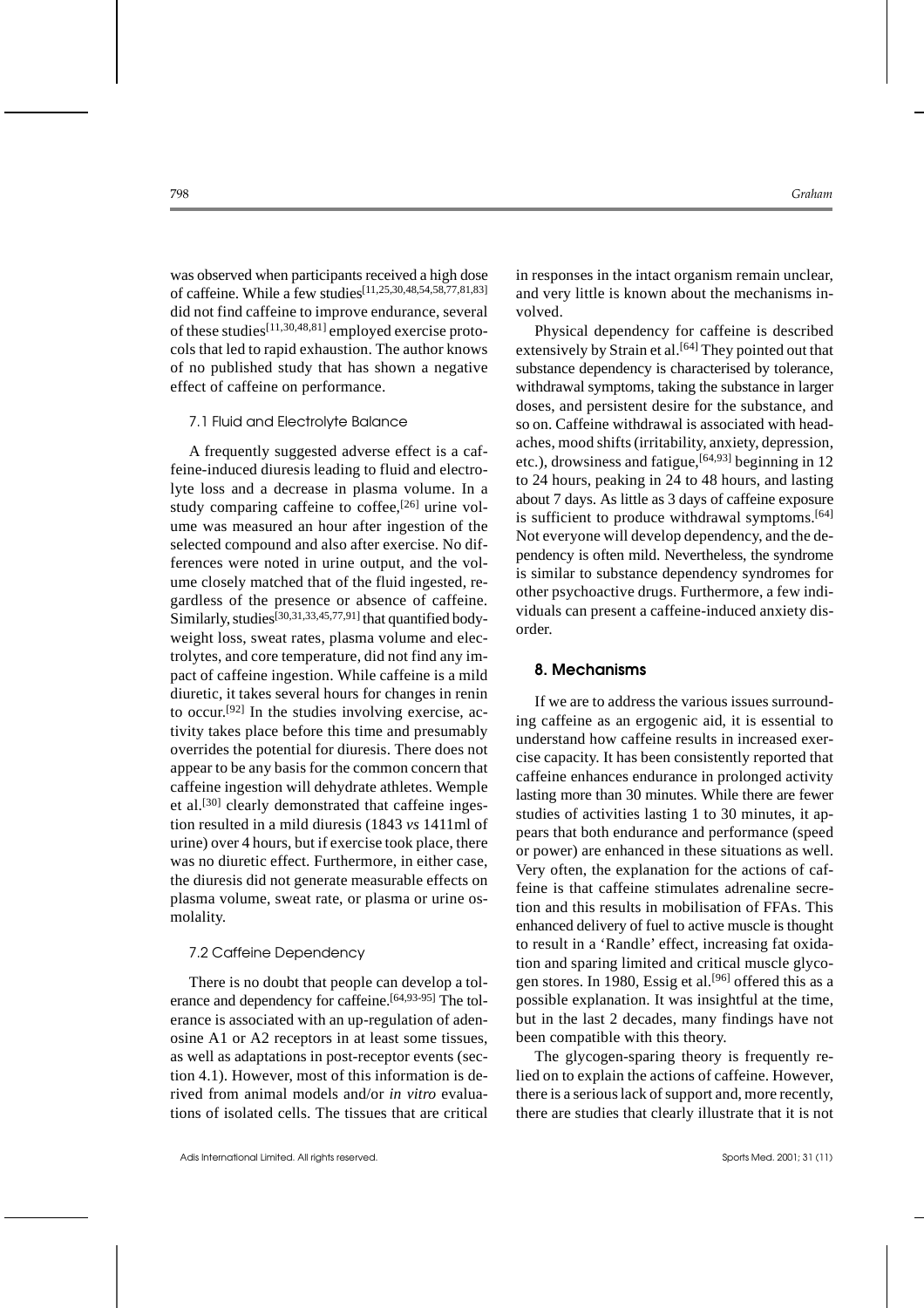was observed when participants received a high dose of caffeine. While a few studies[11,25,30,48,54,58,77,81,83] did not find caffeine to improve endurance, several of these studies[11,30,48,81] employed exercise protocols that led to rapid exhaustion. The author knows of no published study that has shown a negative effect of caffeine on performance.

### 7.1 Fluid and Electrolyte Balance

A frequently suggested adverse effect is a caffeine-induced diuresis leading to fluid and electrolyte loss and a decrease in plasma volume. In a study comparing caffeine to coffee,[26] urine volume was measured an hour after ingestion of the selected compound and also after exercise. No differences were noted in urine output, and the volume closely matched that of the fluid ingested, regardless of the presence or absence of caffeine. Similarly, studies[30,31,33,45,77,91] that quantified bodyweight loss, sweat rates, plasma volume and electrolytes, and core temperature, did not find any impact of caffeine ingestion. While caffeine is a mild diuretic, it takes several hours for changes in renin to occur.[92] In the studies involving exercise, activity takes place before this time and presumably overrides the potential for diuresis. There does not appear to be any basis for the common concern that caffeine ingestion will dehydrate athletes. Wemple et al.[30] clearly demonstrated that caffeine ingestion resulted in a mild diuresis (1843 *vs* 1411ml of urine) over 4 hours, but if exercise took place, there was no diuretic effect. Furthermore, in either case, the diuresis did not generate measurable effects on plasma volume, sweat rate, or plasma or urine osmolality.

### 7.2 Caffeine Dependency

There is no doubt that people can develop a tolerance and dependency for caffeine.[64,93-95] The tolerance is associated with an up-regulation of adenosine A1 or A2 receptors in at least some tissues, as well as adaptations in post-receptor events (section 4.1). However, most of this information is derived from animal models and/or *in vitro* evaluations of isolated cells. The tissues that are critical in responses in the intact organism remain unclear, and very little is known about the mechanisms involved.

Physical dependency for caffeine is described extensively by Strain et al.[64] They pointed out that substance dependency is characterised by tolerance, withdrawal symptoms, taking the substance in larger doses, and persistent desire for the substance, and so on. Caffeine withdrawal is associated with headaches, mood shifts (irritability, anxiety, depression, etc.), drowsiness and fatigue,[64,93] beginning in 12 to 24 hours, peaking in 24 to 48 hours, and lasting about 7 days. As little as 3 days of caffeine exposure is sufficient to produce withdrawal symptoms.[64] Not everyone will develop dependency, and the dependency is often mild. Nevertheless, the syndrome is similar to substance dependency syndromes for other psychoactive drugs. Furthermore, a few individuals can present a caffeine-induced anxiety disorder.

## 8. Mechanisms

If we are to address the various issues surrounding caffeine as an ergogenic aid, it is essential to understand how caffeine results in increased exercise capacity. It has been consistently reported that caffeine enhances endurance in prolonged activity lasting more than 30 minutes. While there are fewer studies of activities lasting 1 to 30 minutes, it appears that both endurance and performance (speed or power) are enhanced in these situations as well. Very often, the explanation for the actions of caffeine is that caffeine stimulates adrenaline secretion and this results in mobilisation of FFAs. This enhanced delivery of fuel to active muscle is thought to result in a 'Randle' effect, increasing fat oxidation and sparing limited and critical muscle glycogen stores. In 1980, Essig et al.[96] offered this as a possible explanation. It was insightful at the time, but in the last 2 decades, many findings have not been compatible with this theory.

The glycogen-sparing theory is frequently relied on to explain the actions of caffeine. However, there is a serious lack of support and, more recently, there are studies that clearly illustrate that it is not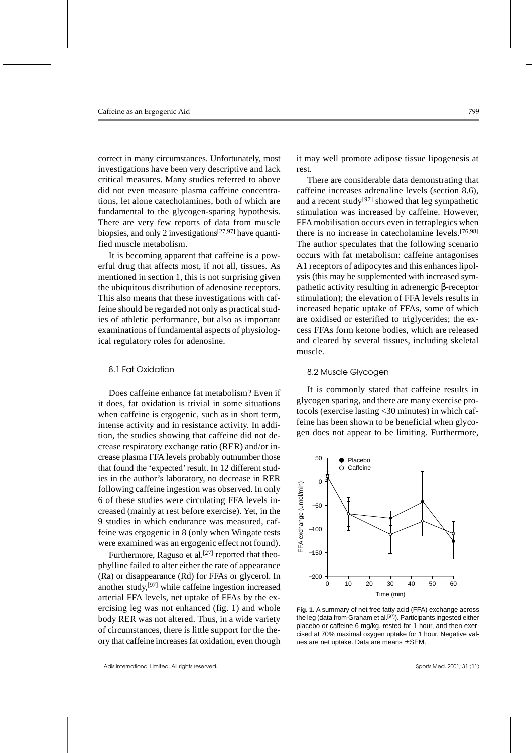correct in many circumstances. Unfortunately, most investigations have been very descriptive and lack critical measures. Many studies referred to above did not even measure plasma caffeine concentrations, let alone catecholamines, both of which are fundamental to the glycogen-sparing hypothesis. There are very few reports of data from muscle biopsies, and only 2 investigations[27,97] have quantified muscle metabolism.

It is becoming apparent that caffeine is a powerful drug that affects most, if not all, tissues. As mentioned in section 1, this is not surprising given the ubiquitous distribution of adenosine receptors. This also means that these investigations with caffeine should be regarded not only as practical studies of athletic performance, but also as important examinations of fundamental aspects of physiological regulatory roles for adenosine.

### 8.1 Fat Oxidation

Does caffeine enhance fat metabolism? Even if it does, fat oxidation is trivial in some situations when caffeine is ergogenic, such as in short term, intense activity and in resistance activity. In addition, the studies showing that caffeine did not decrease respiratory exchange ratio (RER) and/or increase plasma FFA levels probably outnumber those that found the 'expected' result. In 12 different studies in the author's laboratory, no decrease in RER following caffeine ingestion was observed. In only 6 of these studies were circulating FFA levels increased (mainly at rest before exercise). Yet, in the 9 studies in which endurance was measured, caffeine was ergogenic in 8 (only when Wingate tests were examined was an ergogenic effect not found).

Furthermore, Raguso et al.[27] reported that theophylline failed to alter either the rate of appearance (Ra) or disappearance (Rd) for FFAs or glycerol. In another study,[97] while caffeine ingestion increased arterial FFA levels, net uptake of FFAs by the exercising leg was not enhanced (fig. 1) and whole body RER was not altered. Thus, in a wide variety of circumstances, there is little support for the theory that caffeine increases fat oxidation, even though it may well promote adipose tissue lipogenesis at rest.

There are considerable data demonstrating that caffeine increases adrenaline levels (section 8.6), and a recent study[97] showed that leg sympathetic stimulation was increased by caffeine. However, FFA mobilisation occurs even in tetraplegics when there is no increase in catecholamine levels.[76,98] The author speculates that the following scenario occurs with fat metabolism: caffeine antagonises A1 receptors of adipocytes and this enhances lipolysis (this may be supplemented with increased sympathetic activity resulting in adrenergic β-receptor stimulation); the elevation of FFA levels results in increased hepatic uptake of FFAs, some of which are oxidised or esterified to triglycerides; the excess FFAs form ketone bodies, which are released and cleared by several tissues, including skeletal muscle.

### 8.2 Muscle Glycogen

It is commonly stated that caffeine results in glycogen sparing, and there are many exercise protocols (exercise lasting <30 minutes) in which caffeine has been shown to be beneficial when glycogen does not appear to be limiting. Furthermore,

**Fig. 1.** A summary of net free fatty acid (FFA) exchange across the leg (data from Graham et al.[97]). Participants ingested either placebo or caffeine 6 mg/kg, rested for 1 hour, and then exercised at 70% maximal oxygen uptake for 1 hour. Negative values are net uptake. Data are means ± SEM.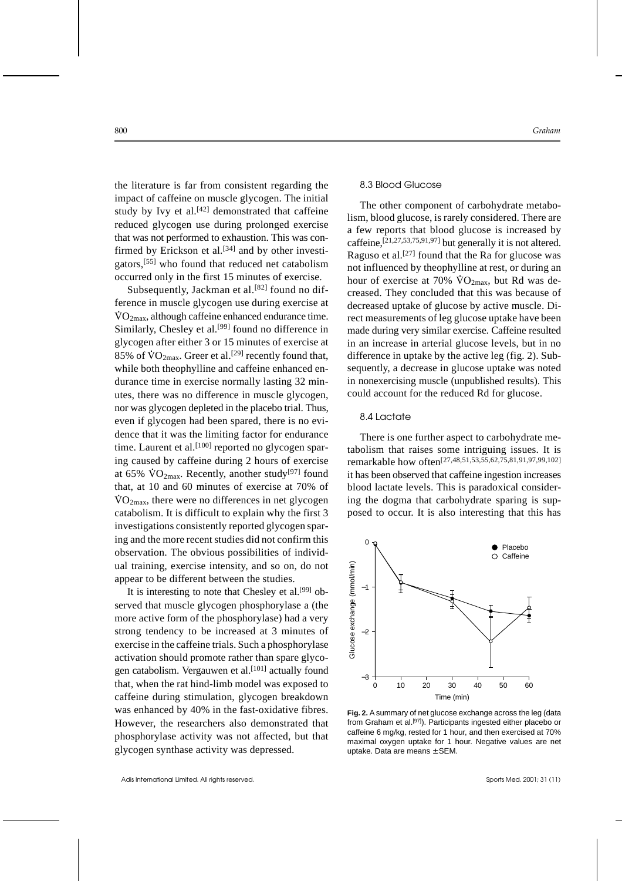the literature is far from consistent regarding the impact of caffeine on muscle glycogen. The initial study by Ivy et al.[42] demonstrated that caffeine reduced glycogen use during prolonged exercise that was not performed to exhaustion. This was confirmed by Erickson et al.[34] and by other investigators,[55] who found that reduced net catabolism occurred only in the first 15 minutes of exercise.

Subsequently, Jackman et al.[82] found no difference in muscle glycogen use during exercise at $\dot{V}O_{2max}$, although caffeine enhanced endurance time. Similarly, Chesley et al.[99] found no difference in glycogen after either 3 or 15 minutes of exercise at 85% of $\dot{V}O_{2max}$. Greer et al.[29] recently found that, while both theophylline and caffeine enhanced endurance time in exercise normally lasting 32 minutes, there was no difference in muscle glycogen, nor was glycogen depleted in the placebo trial. Thus, even if glycogen had been spared, there is no evidence that it was the limiting factor for endurance time. Laurent et al.[100] reported no glycogen sparing caused by caffeine during 2 hours of exercise at 65% $\dot{V}O_{2max}$. Recently, another study[97] found that, at 10 and 60 minutes of exercise at 70% of $\dot{V}O_{2max}$, there were no differences in net glycogen catabolism. It is difficult to explain why the first 3 investigations consistently reported glycogen sparing and the more recent studies did not confirm this observation. The obvious possibilities of individual training, exercise intensity, and so on, do not appear to be different between the studies.

It is interesting to note that Chesley et al.[99] observed that muscle glycogen phosphorylase a (the more active form of the phosphorylase) had a very strong tendency to be increased at 3 minutes of exercise in the caffeine trials. Such a phosphorylase activation should promote rather than spare glycogen catabolism. Vergauwen et al.[101] actually found that, when the rat hind-limb model was exposed to caffeine during stimulation, glycogen breakdown was enhanced by 40% in the fast-oxidative fibres. However, the researchers also demonstrated that phosphorylase activity was not affected, but that glycogen synthase activity was depressed.

### 8.3 Blood Glucose

The other component of carbohydrate metabolism, blood glucose, is rarely considered. There are a few reports that blood glucose is increased by caffeine,[21,27,53,75,91,97] but generally it is not altered. Raguso et al.[27] found that the Ra for glucose was not influenced by theophylline at rest, or during an hour of exercise at 70% $\dot{V}O_{2max}$, but Rd was decreased. They concluded that this was because of decreased uptake of glucose by active muscle. Direct measurements of leg glucose uptake have been made during very similar exercise. Caffeine resulted in an increase in arterial glucose levels, but in no difference in uptake by the active leg (fig. 2). Subsequently, a decrease in glucose uptake was noted in nonexercising muscle (unpublished results). This could account for the reduced Rd for glucose.

### 8.4 Lactate

There is one further aspect to carbohydrate metabolism that raises some intriguing issues. It is remarkable how often[27,48,51,53,55,62,75,81,91,97,99,102] it has been observed that caffeine ingestion increases blood lactate levels. This is paradoxical considering the dogma that carbohydrate sparing is supposed to occur. It is also interesting that this has

**Fig. 2.** A summary of net glucose exchange across the leg (data from Graham et al.[97]). Participants ingested either placebo or caffeine 6 mg/kg, rested for 1 hour, and then exercised at 70% maximal oxygen uptake for 1 hour. Negative values are net uptake. Data are means ± SEM.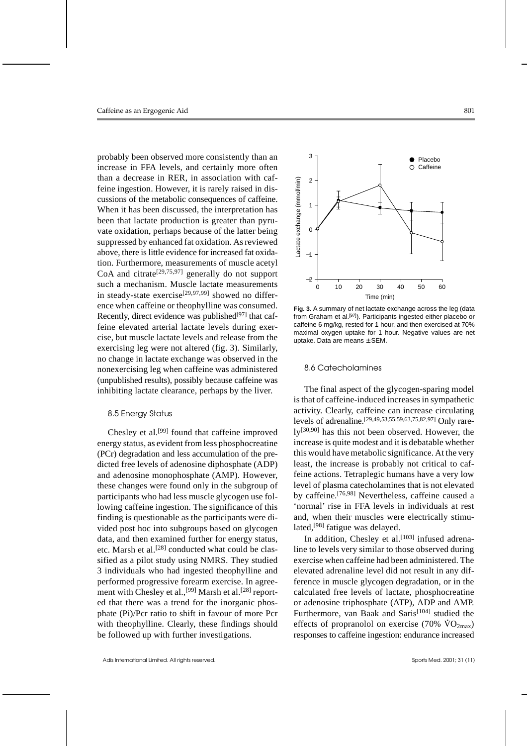probably been observed more consistently than an increase in FFA levels, and certainly more often than a decrease in RER, in association with caffeine ingestion. However, it is rarely raised in discussions of the metabolic consequences of caffeine. When it has been discussed, the interpretation has been that lactate production is greater than pyruvate oxidation, perhaps because of the latter being suppressed by enhanced fat oxidation. As reviewed above, there is little evidence for increased fat oxidation. Furthermore, measurements of muscle acetyl CoA and citrate[29,75,97] generally do not support such a mechanism. Muscle lactate measurements in steady-state exercise[29,97,99] showed no difference when caffeine or theophylline was consumed. Recently, direct evidence was published[97] that caffeine elevated arterial lactate levels during exercise, but muscle lactate levels and release from the exercising leg were not altered (fig. 3). Similarly, no change in lactate exchange was observed in the nonexercising leg when caffeine was administered (unpublished results), possibly because caffeine was inhibiting lactate clearance, perhaps by the liver.

### 8.5 Energy Status

Chesley et al.[99] found that caffeine improved energy status, as evident from less phosphocreatine (PCr) degradation and less accumulation of the predicted free levels of adenosine diphosphate (ADP) and adenosine monophosphate (AMP). However, these changes were found only in the subgroup of participants who had less muscle glycogen use following caffeine ingestion. The significance of this finding is questionable as the participants were divided post hoc into subgroups based on glycogen data, and then examined further for energy status, etc. Marsh et al.[28] conducted what could be classified as a pilot study using NMRS. They studied 3 individuals who had ingested theophylline and performed progressive forearm exercise. In agreement with Chesley et al.,[99] Marsh et al.[28] reported that there was a trend for the inorganic phosphate (Pi)/Pcr ratio to shift in favour of more Pcr with theophylline. Clearly, these findings should be followed up with further investigations.

**Fig. 3.** A summary of net lactate exchange across the leg (data from Graham et al.[97]). Participants ingested either placebo or caffeine 6 mg/kg, rested for 1 hour, and then exercised at 70% maximal oxygen uptake for 1 hour. Negative values are net uptake. Data are means ± SEM.

### 8.6 Catecholamines

The final aspect of the glycogen-sparing model is that of caffeine-induced increases in sympathetic activity. Clearly, caffeine can increase circulating levels of adrenaline.[29,49,53,55,59,63,75,82,97] Only rarely[30,90] has this not been observed. However, the increase is quite modest and it is debatable whether this would have metabolic significance. At the very least, the increase is probably not critical to caffeine actions. Tetraplegic humans have a very low level of plasma catecholamines that is not elevated by caffeine.[76,98] Nevertheless, caffeine caused a 'normal' rise in FFA levels in individuals at rest and, when their muscles were electrically stimulated,[98] fatigue was delayed.

In addition, Chesley et al.[103] infused adrenaline to levels very similar to those observed during exercise when caffeine had been administered. The elevated adrenaline level did not result in any difference in muscle glycogen degradation, or in the calculated free levels of lactate, phosphocreatine or adenosine triphosphate (ATP), ADP and AMP. Furthermore, van Baak and Saris[104] studied the effects of propranolol on exercise (70% $\dot{V}O_{2max}$) responses to caffeine ingestion: endurance increased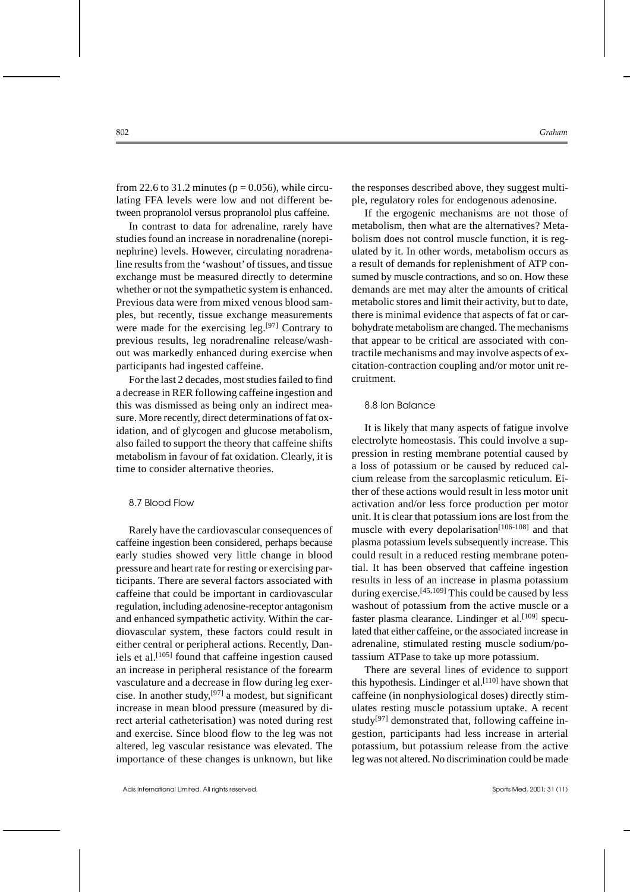from 22.6 to 31.2 minutes ($p = 0.056$), while circulating FFA levels were low and not different between propranolol versus propranolol plus caffeine.

In contrast to data for adrenaline, rarely have studies found an increase in noradrenaline (norepinephrine) levels. However, circulating noradrenaline results from the 'washout' of tissues, and tissue exchange must be measured directly to determine whether or not the sympathetic system is enhanced. Previous data were from mixed venous blood samples, but recently, tissue exchange measurements were made for the exercising leg.[97] Contrary to previous results, leg noradrenaline release/washout was markedly enhanced during exercise when participants had ingested caffeine.

For the last 2 decades, most studies failed to find a decrease in RER following caffeine ingestion and this was dismissed as being only an indirect measure. More recently, direct determinations of fat oxidation, and of glycogen and glucose metabolism, also failed to support the theory that caffeine shifts metabolism in favour of fat oxidation. Clearly, it is time to consider alternative theories.

### 8.7 Blood Flow

Rarely have the cardiovascular consequences of caffeine ingestion been considered, perhaps because early studies showed very little change in blood pressure and heart rate for resting or exercising participants. There are several factors associated with caffeine that could be important in cardiovascular regulation, including adenosine-receptor antagonism and enhanced sympathetic activity. Within the cardiovascular system, these factors could result in either central or peripheral actions. Recently, Daniels et al.[105] found that caffeine ingestion caused an increase in peripheral resistance of the forearm vasculature and a decrease in flow during leg exercise. In another study,[97] a modest, but significant increase in mean blood pressure (measured by direct arterial catheterisation) was noted during rest and exercise. Since blood flow to the leg was not altered, leg vascular resistance was elevated. The importance of these changes is unknown, but like the responses described above, they suggest multiple, regulatory roles for endogenous adenosine.

If the ergogenic mechanisms are not those of metabolism, then what are the alternatives? Metabolism does not control muscle function, it is regulated by it. In other words, metabolism occurs as a result of demands for replenishment of ATP consumed by muscle contractions, and so on. How these demands are met may alter the amounts of critical metabolic stores and limit their activity, but to date, there is minimal evidence that aspects of fat or carbohydrate metabolism are changed. The mechanisms that appear to be critical are associated with contractile mechanisms and may involve aspects of excitation-contraction coupling and/or motor unit recruitment.

### 8.8 Ion Balance

It is likely that many aspects of fatigue involve electrolyte homeostasis. This could involve a suppression in resting membrane potential caused by a loss of potassium or be caused by reduced calcium release from the sarcoplasmic reticulum. Either of these actions would result in less motor unit activation and/or less force production per motor unit. It is clear that potassium ions are lost from the muscle with every depolarisation[106-108] and that plasma potassium levels subsequently increase. This could result in a reduced resting membrane potential. It has been observed that caffeine ingestion results in less of an increase in plasma potassium during exercise.[45,109] This could be caused by less washout of potassium from the active muscle or a faster plasma clearance. Lindinger et al.[109] speculated that either caffeine, or the associated increase in adrenaline, stimulated resting muscle sodium/potassium ATPase to take up more potassium.

There are several lines of evidence to support this hypothesis. Lindinger et al.[110] have shown that caffeine (in nonphysiological doses) directly stimulates resting muscle potassium uptake. A recent study[97] demonstrated that, following caffeine ingestion, participants had less increase in arterial potassium, but potassium release from the active leg was not altered. No discrimination could be made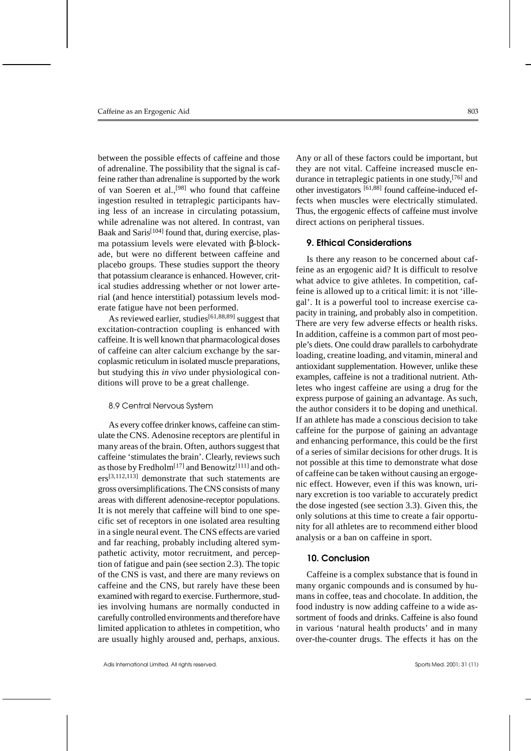between the possible effects of caffeine and those of adrenaline. The possibility that the signal is caffeine rather than adrenaline is supported by the work of van Soeren et al.,[98] who found that caffeine ingestion resulted in tetraplegic participants having less of an increase in circulating potassium, while adrenaline was not altered. In contrast, van Baak and Saris[104] found that, during exercise, plasma potassium levels were elevated with β-blockade, but were no different between caffeine and placebo groups. These studies support the theory that potassium clearance is enhanced. However, critical studies addressing whether or not lower arterial (and hence interstitial) potassium levels moderate fatigue have not been performed.

As reviewed earlier, studies[61,88,89] suggest that excitation-contraction coupling is enhanced with caffeine. It is well known that pharmacological doses of caffeine can alter calcium exchange by the sarcoplasmic reticulum in isolated muscle preparations, but studying this *in vivo* under physiological conditions will prove to be a great challenge.

### 8.9 Central Nervous System

As every coffee drinker knows, caffeine can stimulate the CNS. Adenosine receptors are plentiful in many areas of the brain. Often, authors suggest that caffeine 'stimulates the brain'. Clearly, reviews such as those by Fredholm[17] and Benowitz[111] and others[3,112,113] demonstrate that such statements are gross oversimplifications. The CNS consists of many areas with different adenosine-receptor populations. It is not merely that caffeine will bind to one specific set of receptors in one isolated area resulting in a single neural event. The CNS effects are varied and far reaching, probably including altered sympathetic activity, motor recruitment, and perception of fatigue and pain (see section 2.3). The topic of the CNS is vast, and there are many reviews on caffeine and the CNS, but rarely have these been examined with regard to exercise. Furthermore, studies involving humans are normally conducted in carefully controlled environments and therefore have limited application to athletes in competition, who are usually highly aroused and, perhaps, anxious. Any or all of these factors could be important, but they are not vital. Caffeine increased muscle endurance in tetraplegic patients in one study,[76] and other investigators [61,88] found caffeine-induced effects when muscles were electrically stimulated. Thus, the ergogenic effects of caffeine must involve direct actions on peripheral tissues.

## 9. Ethical Considerations

Is there any reason to be concerned about caffeine as an ergogenic aid? It is difficult to resolve what advice to give athletes. In competition, caffeine is allowed up to a critical limit: it is not 'illegal'. It is a powerful tool to increase exercise capacity in training, and probably also in competition. There are very few adverse effects or health risks. In addition, caffeine is a common part of most people's diets. One could draw parallels to carbohydrate loading, creatine loading, and vitamin, mineral and antioxidant supplementation. However, unlike these examples, caffeine is not a traditional nutrient. Athletes who ingest caffeine are using a drug for the express purpose of gaining an advantage. As such, the author considers it to be doping and unethical. If an athlete has made a conscious decision to take caffeine for the purpose of gaining an advantage and enhancing performance, this could be the first of a series of similar decisions for other drugs. It is not possible at this time to demonstrate what dose of caffeine can be taken without causing an ergogenic effect. However, even if this was known, urinary excretion is too variable to accurately predict the dose ingested (see section 3.3). Given this, the only solutions at this time to create a fair opportunity for all athletes are to recommend either blood analysis or a ban on caffeine in sport.

## 10. Conclusion

Caffeine is a complex substance that is found in many organic compounds and is consumed by humans in coffee, teas and chocolate. In addition, the food industry is now adding caffeine to a wide assortment of foods and drinks. Caffeine is also found in various 'natural health products' and in many over-the-counter drugs. The effects it has on the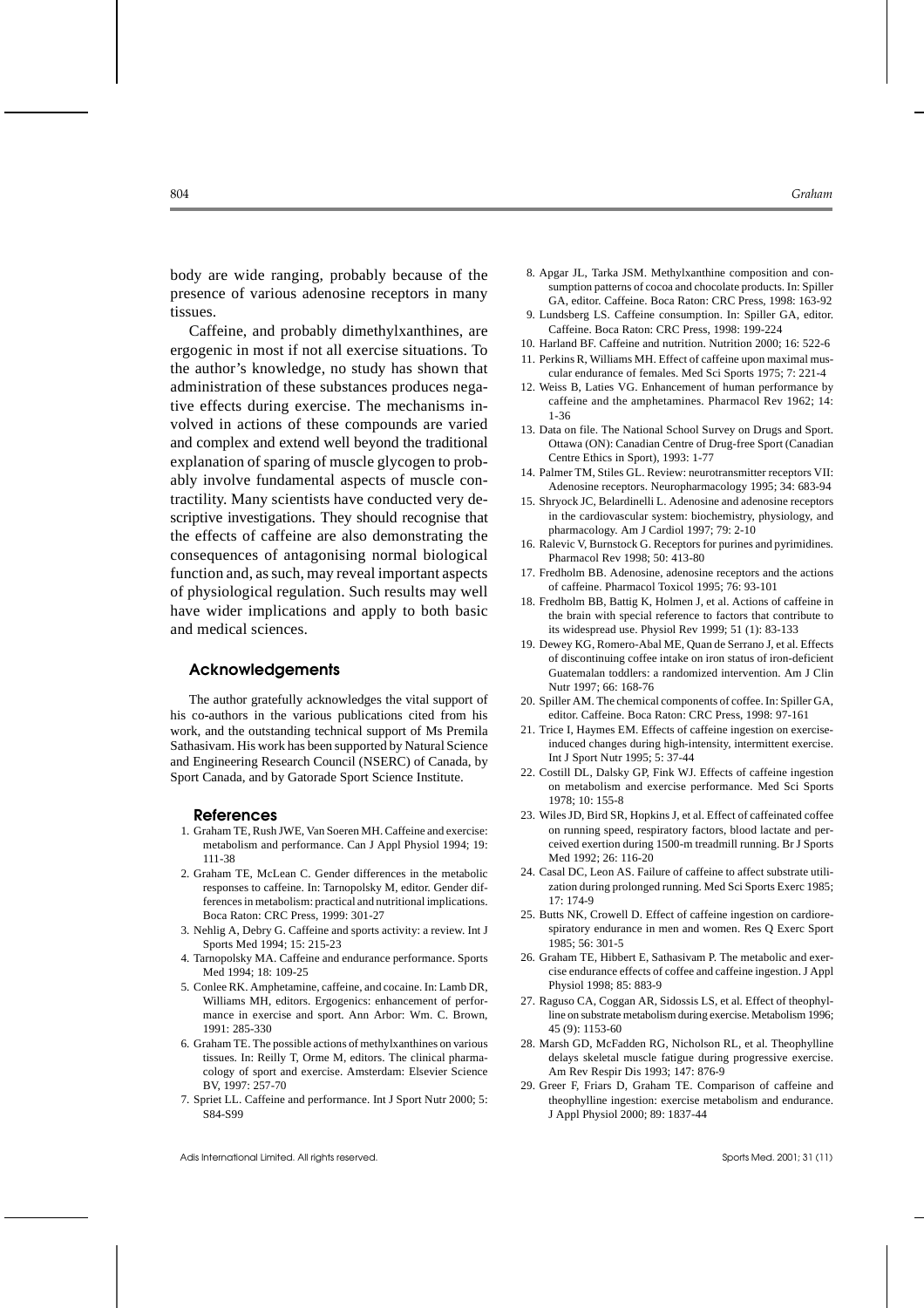body are wide ranging, probably because of the presence of various adenosine receptors in many tissues.

Caffeine, and probably dimethylxanthines, are ergogenic in most if not all exercise situations. To the author's knowledge, no study has shown that administration of these substances produces negative effects during exercise. The mechanisms involved in actions of these compounds are varied and complex and extend well beyond the traditional explanation of sparing of muscle glycogen to probably involve fundamental aspects of muscle contractility. Many scientists have conducted very descriptive investigations. They should recognise that the effects of caffeine are also demonstrating the consequences of antagonising normal biological function and, as such, may reveal important aspects of physiological regulation. Such results may well have wider implications and apply to both basic and medical sciences.

## Acknowledgements

The author gratefully acknowledges the vital support of his co-authors in the various publications cited from his work, and the outstanding technical support of Ms Premila Sathasivam. His work has been supported by Natural Science and Engineering Research Council (NSERC) of Canada, by Sport Canada, and by Gatorade Sport Science Institute.

## References

1. Graham TE, Rush JWE, Van Soeren MH. Caffeine and exercise: metabolism and performance. Can J Appl Physiol 1994; 19: 111-38
2. Graham TE, McLean C. Gender differences in the metabolic responses to caffeine. In: Tarnopolsky M, editor. Gender differences in metabolism: practical and nutritional implications. Boca Raton: CRC Press, 1999: 301-27
3. Nehlig A, Debry G. Caffeine and sports activity: a review. Int J Sports Med 1994; 15: 215-23
4. Tarnopolsky MA. Caffeine and endurance performance. Sports Med 1994; 18: 109-25
5. Conlee RK. Amphetamine, caffeine, and cocaine. In: Lamb DR, Williams MH, editors. Ergogenics: enhancement of performance in exercise and sport. Ann Arbor: Wm. C. Brown, 1991: 285-330
6. Graham TE. The possible actions of methylxanthines on various tissues. In: Reilly T, Orme M, editors. The clinical pharmacology of sport and exercise. Amsterdam: Elsevier Science BV, 1997: 257-70
7. Spriet LL. Caffeine and performance. Int J Sport Nutr 2000; 5: S84-S99
8. Apgar JL, Tarka JSM. Methylxanthine composition and consumption patterns of cocoa and chocolate products. In: Spiller GA, editor. Caffeine. Boca Raton: CRC Press, 1998: 163-92
9. Lundsberg LS. Caffeine consumption. In: Spiller GA, editor. Caffeine. Boca Raton: CRC Press, 1998: 199-224
10. Harland BF. Caffeine and nutrition. Nutrition 2000; 16: 522-6
11. Perkins R, Williams MH. Effect of caffeine upon maximal muscular endurance of females. Med Sci Sports 1975; 7: 221-4
12. Weiss B, Laties VG. Enhancement of human performance by caffeine and the amphetamines. Pharmacol Rev 1962; 14: 1-36
13. Data on file. The National School Survey on Drugs and Sport. Ottawa (ON): Canadian Centre of Drug-free Sport (Canadian Centre Ethics in Sport), 1993: 1-77
14. Palmer TM, Stiles GL. Review: neurotransmitter receptors VII: Adenosine receptors. Neuropharmacology 1995; 34: 683-94
15. Shryock JC, Belardinelli L. Adenosine and adenosine receptors in the cardiovascular system: biochemistry, physiology, and pharmacology. Am J Cardiol 1997; 79: 2-10
16. Ralevic V, Burnstock G. Receptors for purines and pyrimidines. Pharmacol Rev 1998; 50: 413-80
17. Fredholm BB. Adenosine, adenosine receptors and the actions of caffeine. Pharmacol Toxicol 1995; 76: 93-101
18. Fredholm BB, Battig K, Holmen J, et al. Actions of caffeine in the brain with special reference to factors that contribute to its widespread use. Physiol Rev 1999; 51 (1): 83-133
19. Dewey KG, Romero-Abal ME, Quan de Serrano J, et al. Effects of discontinuing coffee intake on iron status of iron-deficient Guatemalan toddlers: a randomized intervention. Am J Clin Nutr 1997; 66: 168-76
20. Spiller AM. The chemical components of coffee. In: Spiller GA, editor. Caffeine. Boca Raton: CRC Press, 1998: 97-161
21. Trice I, Haymes EM. Effects of caffeine ingestion on exercise-induced changes during high-intensity, intermittent exercise. Int J Sport Nutr 1995; 5: 37-44
22. Costill DL, Dalsky GP, Fink WJ. Effects of caffeine ingestion on metabolism and exercise performance. Med Sci Sports 1978; 10: 155-8
23. Wiles JD, Bird SR, Hopkins J, et al. Effect of caffeinated coffee on running speed, respiratory factors, blood lactate and perceived exertion during 1500-m treadmill running. Br J Sports Med 1992; 26: 116-20
24. Casal DC, Leon AS. Failure of caffeine to affect substrate utilization during prolonged running. Med Sci Sports Exerc 1985; 17: 174-9
25. Butts NK, Crowell D. Effect of caffeine ingestion on cardiorespiratory endurance in men and women. Res Q Exerc Sport 1985; 56: 301-5
26. Graham TE, Hibbert E, Sathasivam P. The metabolic and exercise endurance effects of coffee and caffeine ingestion. J Appl Physiol 1998; 85: 883-9
27. Raguso CA, Coggan AR, Sidossis LS, et al. Effect of theophylline on substrate metabolism during exercise. Metabolism 1996; 45 (9): 1153-60
28. Marsh GD, McFadden RG, Nicholson RL, et al. Theophylline delays skeletal muscle fatigue during progressive exercise. Am Rev Respir Dis 1993; 147: 876-9
29. Greer F, Friars D, Graham TE. Comparison of caffeine and theophylline ingestion: exercise metabolism and endurance. J Appl Physiol 2000; 89: 1837-44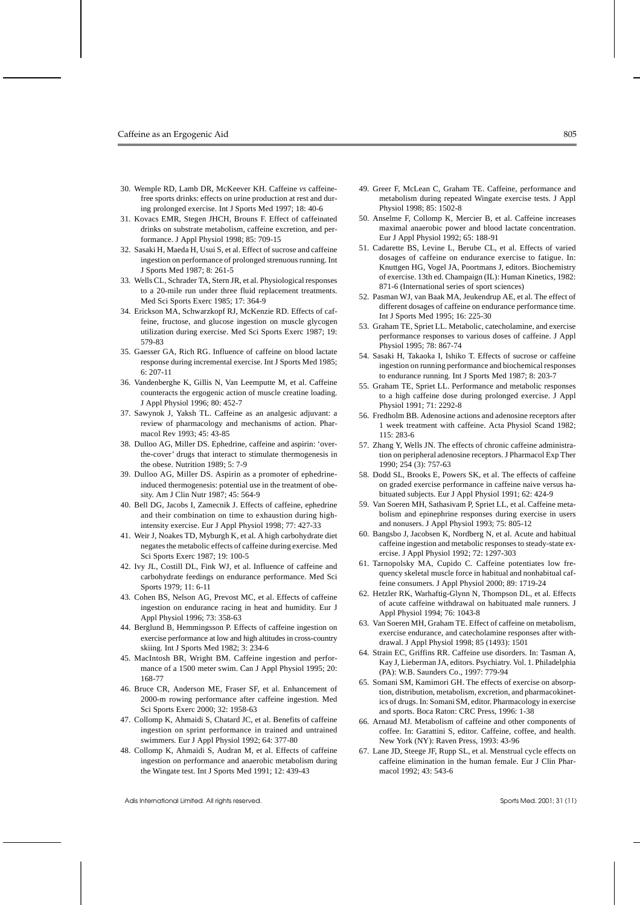30. Wemple RD, Lamb DR, McKeever KH. Caffeine *vs* caffeine-free sports drinks: effects on urine production at rest and during prolonged exercise. Int J Sports Med 1997; 18: 40-6
31. Kovacs EMR, Stegen JHCH, Brouns F. Effect of caffeinated drinks on substrate metabolism, caffeine excretion, and performance. J Appl Physiol 1998; 85: 709-15
32. Sasaki H, Maeda H, Usui S, et al. Effect of sucrose and caffeine ingestion on performance of prolonged strenuous running. Int J Sports Med 1987; 8: 261-5
33. Wells CL, Schrader TA, Stern JR, et al. Physiological responses to a 20-mile run under three fluid replacement treatments. Med Sci Sports Exerc 1985; 17: 364-9
34. Erickson MA, Schwarzkopf RJ, McKenzie RD. Effects of caffeine, fructose, and glucose ingestion on muscle glycogen utilization during exercise. Med Sci Sports Exerc 1987; 19: 579-83
35. Gaesser GA, Rich RG. Influence of caffeine on blood lactate response during incremental exercise. Int J Sports Med 1985; 6: 207-11
36. Vandenberghe K, Gillis N, Van Leemputte M, et al. Caffeine counteracts the ergogenic action of muscle creatine loading. J Appl Physiol 1996; 80: 452-7
37. Sawynok J, Yaksh TL. Caffeine as an analgesic adjuvant: a review of pharmacology and mechanisms of action. Pharmacol Rev 1993; 45: 43-85
38. Dulloo AG, Miller DS. Ephedrine, caffeine and aspirin: 'over-the-cover' drugs that interact to stimulate thermogenesis in the obese. Nutrition 1989; 5: 7-9
39. Dulloo AG, Miller DS. Aspirin as a promoter of ephedrine-induced thermogenesis: potential use in the treatment of obesity. Am J Clin Nutr 1987; 45: 564-9
40. Bell DG, Jacobs I, Zamecnik J. Effects of caffeine, ephedrine and their combination on time to exhaustion during high-intensity exercise. Eur J Appl Physiol 1998; 77: 427-33
41. Weir J, Noakes TD, Myburgh K, et al. A high carbohydrate diet negates the metabolic effects of caffeine during exercise. Med Sci Sports Exerc 1987; 19: 100-5
42. Ivy JL, Costill DL, Fink WJ, et al. Influence of caffeine and carbohydrate feedings on endurance performance. Med Sci Sports 1979; 11: 6-11
43. Cohen BS, Nelson AG, Prevost MC, et al. Effects of caffeine ingestion on endurance racing in heat and humidity. Eur J Appl Physiol 1996; 73: 358-63
44. Berglund B, Hemmingsson P. Effects of caffeine ingestion on exercise performance at low and high altitudes in cross-country skiing. Int J Sports Med 1982; 3: 234-6
45. MacIntosh BR, Wright BM. Caffeine ingestion and performance of a 1500 meter swim. Can J Appl Physiol 1995; 20: 168-77
46. Bruce CR, Anderson ME, Fraser SF, et al. Enhancement of 2000-m rowing performance after caffeine ingestion. Med Sci Sports Exerc 2000; 32: 1958-63
47. Collomp K, Ahmaidi S, Chatard JC, et al. Benefits of caffeine ingestion on sprint performance in trained and untrained swimmers. Eur J Appl Physiol 1992; 64: 377-80
48. Collomp K, Ahmaidi S, Audran M, et al. Effects of caffeine ingestion on performance and anaerobic metabolism during the Wingate test. Int J Sports Med 1991; 12: 439-43
49. Greer F, McLean C, Graham TE. Caffeine, performance and metabolism during repeated Wingate exercise tests. J Appl Physiol 1998; 85: 1502-8
50. Anselme F, Collomp K, Mercier B, et al. Caffeine increases maximal anaerobic power and blood lactate concentration. Eur J Appl Physiol 1992; 65: 188-91
51. Cadarette BS, Levine L, Berube CL, et al. Effects of varied dosages of caffeine on endurance exercise to fatigue. In: Knuttgen HG, Vogel JA, Poortmans J, editors. Biochemistry of exercise. 13th ed. Champaign (IL): Human Kinetics, 1982: 871-6 (International series of sport sciences)
52. Pasman WJ, van Baak MA, Jeukendrup AE, et al. The effect of different dosages of caffeine on endurance performance time. Int J Sports Med 1995; 16: 225-30
53. Graham TE, Spriet LL. Metabolic, catecholamine, and exercise performance responses to various doses of caffeine. J Appl Physiol 1995; 78: 867-74
54. Sasaki H, Takaoka I, Ishiko T. Effects of sucrose or caffeine ingestion on running performance and biochemical responses to endurance running. Int J Sports Med 1987; 8: 203-7
55. Graham TE, Spriet LL. Performance and metabolic responses to a high caffeine dose during prolonged exercise. J Appl Physiol 1991; 71: 2292-8
56. Fredholm BB. Adenosine actions and adenosine receptors after 1 week treatment with caffeine. Acta Physiol Scand 1982; 115: 283-6
57. Zhang Y, Wells JN. The effects of chronic caffeine administration on peripheral adenosine receptors. J Pharmacol Exp Ther 1990; 254 (3): 757-63
58. Dodd SL, Brooks E, Powers SK, et al. The effects of caffeine on graded exercise performance in caffeine naive versus habituated subjects. Eur J Appl Physiol 1991; 62: 424-9
59. Van Soeren MH, Sathasivam P, Spriet LL, et al. Caffeine metabolism and epinephrine responses during exercise in users and nonusers. J Appl Physiol 1993; 75: 805-12
60. Bangsbo J, Jacobsen K, Nordberg N, et al. Acute and habitual caffeine ingestion and metabolic responses to steady-state exercise. J Appl Physiol 1992; 72: 1297-303
61. Tarnopolsky MA, Cupido C. Caffeine potentiates low frequency skeletal muscle force in habitual and nonhabitual caffeine consumers. J Appl Physiol 2000; 89: 1719-24
62. Hetzler RK, Warhaftig-Glynn N, Thompson DL, et al. Effects of acute caffeine withdrawal on habituated male runners. J Appl Physiol 1994; 76: 1043-8
63. Van Soeren MH, Graham TE. Effect of caffeine on metabolism, exercise endurance, and catecholamine responses after withdrawal. J Appl Physiol 1998; 85 (1493): 1501
64. Strain EC, Griffins RR. Caffeine use disorders. In: Tasman A, Kay J, Lieberman JA, editors. Psychiatry. Vol. 1. Philadelphia (PA): W.B. Saunders Co., 1997: 779-94
65. Somani SM, Kamimori GH. The effects of exercise on absorption, distribution, metabolism, excretion, and pharmacokinetics of drugs. In: Somani SM, editor. Pharmacology in exercise and sports. Boca Raton: CRC Press, 1996: 1-38
66. Arnaud MJ. Metabolism of caffeine and other components of coffee. In: Garattini S, editor. Caffeine, coffee, and health. New York (NY): Raven Press, 1993: 43-96
67. Lane JD, Steege JF, Rupp SL, et al. Menstrual cycle effects on caffeine elimination in the human female. Eur J Clin Pharmacol 1992; 43: 543-6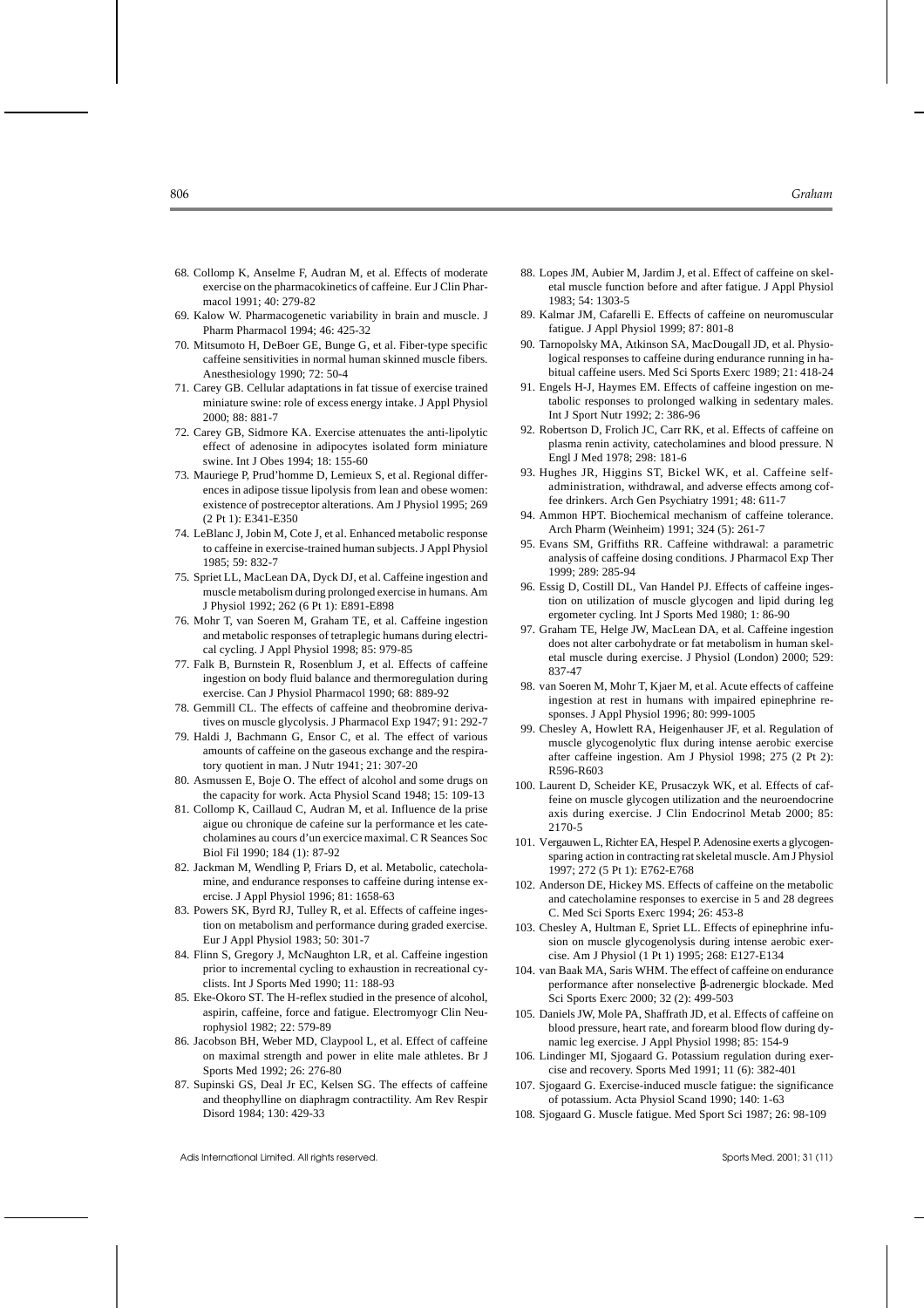68. Collomp K, Anselme F, Audran M, et al. Effects of moderate exercise on the pharmacokinetics of caffeine. Eur J Clin Pharmacol 1991; 40: 279-82
69. Kalow W. Pharmacogenetic variability in brain and muscle. J Pharm Pharmacol 1994; 46: 425-32
70. Mitsumoto H, DeBoer GE, Bunge G, et al. Fiber-type specific caffeine sensitivities in normal human skinned muscle fibers. Anesthesiology 1990; 72: 50-4
71. Carey GB. Cellular adaptations in fat tissue of exercise trained miniature swine: role of excess energy intake. J Appl Physiol 2000; 88: 881-7
72. Carey GB, Sidmore KA. Exercise attenuates the anti-lipolytic effect of adenosine in adipocytes isolated form miniature swine. Int J Obes 1994; 18: 155-60
73. Mauriege P, Prud'homme D, Lemieux S, et al. Regional differences in adipose tissue lipolysis from lean and obese women: existence of postreceptor alterations. Am J Physiol 1995; 269 (2 Pt 1): E341-E350
74. LeBlanc J, Jobin M, Cote J, et al. Enhanced metabolic response to caffeine in exercise-trained human subjects. J Appl Physiol 1985; 59: 832-7
75. Spriet LL, MacLean DA, Dyck DJ, et al. Caffeine ingestion and muscle metabolism during prolonged exercise in humans. Am J Physiol 1992; 262 (6 Pt 1): E891-E898
76. Mohr T, van Soeren M, Graham TE, et al. Caffeine ingestion and metabolic responses of tetraplegic humans during electrical cycling. J Appl Physiol 1998; 85: 979-85
77. Falk B, Burnstein R, Rosenblum J, et al. Effects of caffeine ingestion on body fluid balance and thermoregulation during exercise. Can J Physiol Pharmacol 1990; 68: 889-92
78. Gemmill CL. The effects of caffeine and theobromine derivatives on muscle glycolysis. J Pharmacol Exp 1947; 91: 292-7
79. Haldi J, Bachmann G, Ensor C, et al. The effect of various amounts of caffeine on the gaseous exchange and the respiratory quotient in man. J Nutr 1941; 21: 307-20
80. Asmussen E, Boje O. The effect of alcohol and some drugs on the capacity for work. Acta Physiol Scand 1948; 15: 109-13
81. Collomp K, Caillaud C, Audran M, et al. Influence de la prise aigue ou chronique de cafeine sur la performance et les catecholamines au cours d'un exercice maximal. C R Seances Soc Biol Fil 1990; 184 (1): 87-92
82. Jackman M, Wendling P, Friars D, et al. Metabolic, catecholamine, and endurance responses to caffeine during intense exercise. J Appl Physiol 1996; 81: 1658-63
83. Powers SK, Byrd RJ, Tulley R, et al. Effects of caffeine ingestion on metabolism and performance during graded exercise. Eur J Appl Physiol 1983; 50: 301-7
84. Flinn S, Gregory J, McNaughton LR, et al. Caffeine ingestion prior to incremental cycling to exhaustion in recreational cyclists. Int J Sports Med 1990; 11: 188-93
85. Eke-Okoro ST. The H-reflex studied in the presence of alcohol, aspirin, caffeine, force and fatigue. Electromyogr Clin Neurophysiol 1982; 22: 579-89
86. Jacobson BH, Weber MD, Claypool L, et al. Effect of caffeine on maximal strength and power in elite male athletes. Br J Sports Med 1992; 26: 276-80
87. Supinski GS, Deal Jr EC, Kelsen SG. The effects of caffeine and theophylline on diaphragm contractility. Am Rev Respir Disord 1984; 130: 429-33
88. Lopes JM, Aubier M, Jardim J, et al. Effect of caffeine on skeletal muscle function before and after fatigue. J Appl Physiol 1983; 54: 1303-5
89. Kalmar JM, Cafarelli E. Effects of caffeine on neuromuscular fatigue. J Appl Physiol 1999; 87: 801-8
90. Tarnopolsky MA, Atkinson SA, MacDougall JD, et al. Physiological responses to caffeine during endurance running in habitual caffeine users. Med Sci Sports Exerc 1989; 21: 418-24
91. Engels H-J, Haymes EM. Effects of caffeine ingestion on metabolic responses to prolonged walking in sedentary males. Int J Sport Nutr 1992; 2: 386-96
92. Robertson D, Frolich JC, Carr RK, et al. Effects of caffeine on plasma renin activity, catecholamines and blood pressure. N Engl J Med 1978; 298: 181-6
93. Hughes JR, Higgins ST, Bickel WK, et al. Caffeine self-administration, withdrawal, and adverse effects among coffee drinkers. Arch Gen Psychiatry 1991; 48: 611-7
94. Ammon HPT. Biochemical mechanism of caffeine tolerance. Arch Pharm (Weinheim) 1991; 324 (5): 261-7
95. Evans SM, Griffiths RR. Caffeine withdrawal: a parametric analysis of caffeine dosing conditions. J Pharmacol Exp Ther 1999; 289: 285-94
96. Essig D, Costill DL, Van Handel PJ. Effects of caffeine ingestion on utilization of muscle glycogen and lipid during leg ergometer cycling. Int J Sports Med 1980; 1: 86-90
97. Graham TE, Helge JW, MacLean DA, et al. Caffeine ingestion does not alter carbohydrate or fat metabolism in human skeletal muscle during exercise. J Physiol (London) 2000; 529: 837-47
98. van Soeren M, Mohr T, Kjaer M, et al. Acute effects of caffeine ingestion at rest in humans with impaired epinephrine responses. J Appl Physiol 1996; 80: 999-1005
99. Chesley A, Howlett RA, Heigenhauser JF, et al. Regulation of muscle glycogenolytic flux during intense aerobic exercise after caffeine ingestion. Am J Physiol 1998; 275 (2 Pt 2): R596-R603
100. Laurent D, Scheider KE, Prusaczyk WK, et al. Effects of caffeine on muscle glycogen utilization and the neuroendocrine axis during exercise. J Clin Endocrinol Metab 2000; 85: 2170-5
101. Vergauwen L, Richter EA, Hespel P. Adenosine exerts a glycogen-sparing action in contracting rat skeletal muscle. Am J Physiol 1997; 272 (5 Pt 1): E762-E768
102. Anderson DE, Hickey MS. Effects of caffeine on the metabolic and catecholamine responses to exercise in 5 and 28 degrees C. Med Sci Sports Exerc 1994; 26: 453-8
103. Chesley A, Hultman E, Spriet LL. Effects of epinephrine infusion on muscle glycogenolysis during intense aerobic exercise. Am J Physiol (1 Pt 1) 1995; 268: E127-E134
104. van Baak MA, Saris WHM. The effect of caffeine on endurance performance after nonselective β-adrenergic blockade. Med Sci Sports Exerc 2000; 32 (2): 499-503
105. Daniels JW, Mole PA, Shaffrath JD, et al. Effects of caffeine on blood pressure, heart rate, and forearm blood flow during dynamic leg exercise. J Appl Physiol 1998; 85: 154-9
106. Lindinger MI, Sjogaard G. Potassium regulation during exercise and recovery. Sports Med 1991; 11 (6): 382-401
107. Sjogaard G. Exercise-induced muscle fatigue: the significance of potassium. Acta Physiol Scand 1990; 140: 1-63
108. Sjogaard G. Muscle fatigue. Med Sport Sci 1987; 26: 98-109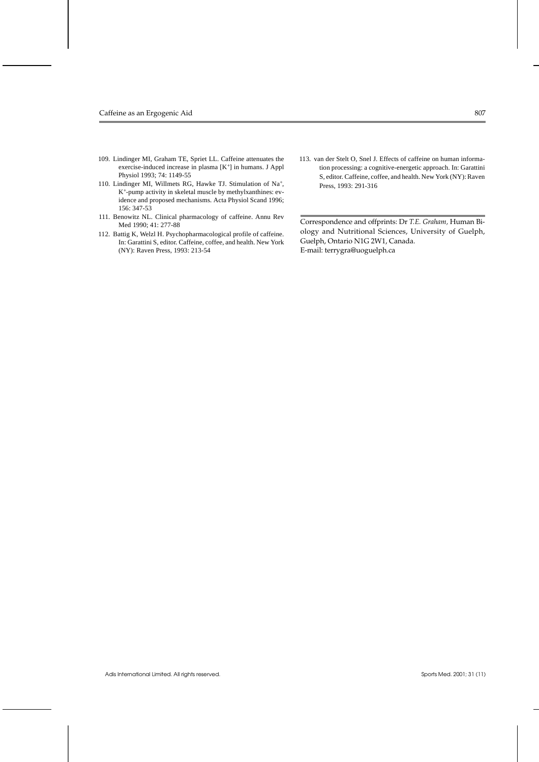109. Lindinger MI, Graham TE, Spriet LL. Caffeine attenuates the exercise-induced increase in plasma $[K^+]$ in humans. J Appl Physiol 1993; 74: 1149-55

110. Lindinger MI, Willmets RG, Hawke TJ. Stimulation of $Na^+$, $K^+$-pump activity in skeletal muscle by methylxanthines: evidence and proposed mechanisms. Acta Physiol Scand 1996; 156: 347-53

111. Benowitz NL. Clinical pharmacology of caffeine. Annu Rev Med 1990; 41: 277-88

112. Battig K, Welzl H. Psychopharmacological profile of caffeine. In: Garattini S, editor. Caffeine, coffee, and health. New York (NY): Raven Press, 1993: 213-54

113. van der Stelt O, Snel J. Effects of caffeine on human information processing: a cognitive-energetic approach. In: Garattini S, editor. Caffeine, coffee, and health. New York (NY): Raven Press, 1993: 291-316

Correspondence and offprints: Dr *T.E. Graham*, Human Biology and Nutritional Sciences, University of Guelph, Guelph, Ontario N1G 2W1, Canada.
E-mail: terrygra@uoguelph.ca